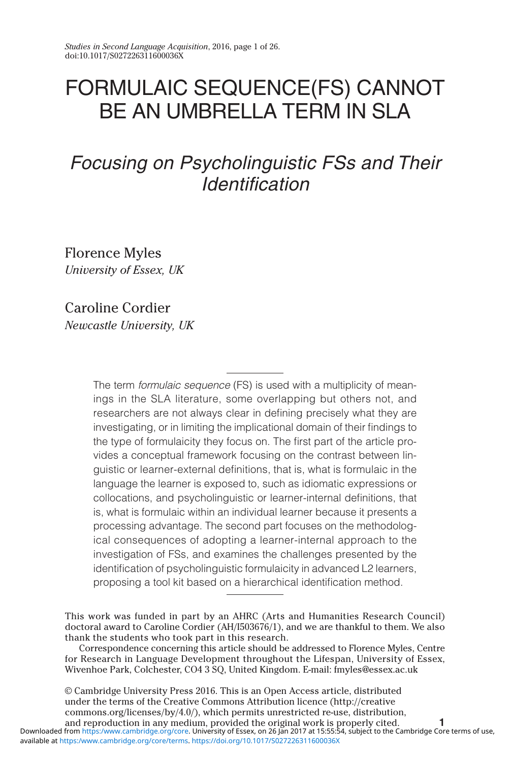# FORMULAIC SEQUENCE(FS) CANNOT BE AN UMBRELLA TERM IN SLA

## *Focusing on Psycholinguistic FSs and Their Identification*

Florence Myles
*University of Essex, UK*

Caroline Cordier
*Newcastle University, UK*

The term *formulaic sequence* (FS) is used with a multiplicity of meanings in the SLA literature, some overlapping but others not, and researchers are not always clear in defining precisely what they are investigating, or in limiting the implicational domain of their findings to the type of formulaicity they focus on. The first part of the article provides a conceptual framework focusing on the contrast between linguistic or learner-external definitions, that is, what is formulaic in the language the learner is exposed to, such as idiomatic expressions or collocations, and psycholinguistic or learner-internal definitions, that is, what is formulaic within an individual learner because it presents a processing advantage. The second part focuses on the methodological consequences of adopting a learner-internal approach to the investigation of FSs, and examines the challenges presented by the identification of psycholinguistic formulaicity in advanced L2 learners, proposing a tool kit based on a hierarchical identification method.

This work was funded in part by an AHRC (Arts and Humanities Research Council) doctoral award to Caroline Cordier (AH/I503676/1), and we are thankful to them. We also thank the students who took part in this research.

Correspondence concerning this article should be addressed to Florence Myles, Centre for Research in Language Development throughout the Lifespan, University of Essex, Wivenhoe Park, Colchester, CO4 3 SQ, United Kingdom. E-mail: fmyles@essex.ac.uk

© Cambridge University Press 2016. This is an Open Access article, distributed under the terms of the Creative Commons Attribution licence (http://creativecommons.org/licenses/by/4.0/), which permits unrestricted re-use, distribution, and reproduction in any medium, provided the original work is properly cited.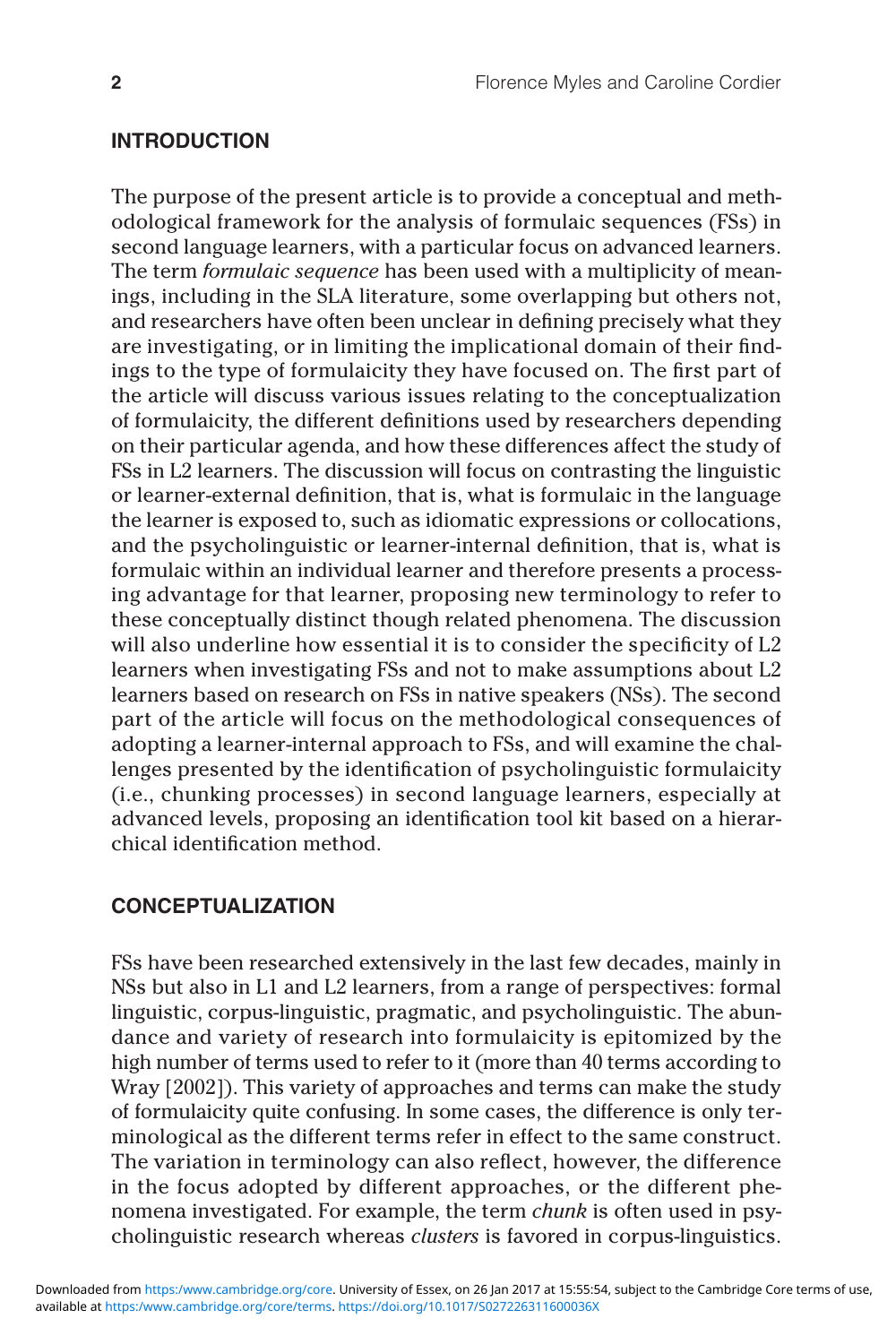## INTRODUCTION

The purpose of the present article is to provide a conceptual and methodological framework for the analysis of formulaic sequences (FSs) in second language learners, with a particular focus on advanced learners. The term *formulaic sequence* has been used with a multiplicity of meanings, including in the SLA literature, some overlapping but others not, and researchers have often been unclear in defining precisely what they are investigating, or in limiting the implicational domain of their findings to the type of formulaicity they have focused on. The first part of the article will discuss various issues relating to the conceptualization of formulaicity, the different definitions used by researchers depending on their particular agenda, and how these differences affect the study of FSs in L2 learners. The discussion will focus on contrasting the linguistic or learner-external definition, that is, what is formulaic in the language the learner is exposed to, such as idiomatic expressions or collocations, and the psycholinguistic or learner-internal definition, that is, what is formulaic within an individual learner and therefore presents a processing advantage for that learner, proposing new terminology to refer to these conceptually distinct though related phenomena. The discussion will also underline how essential it is to consider the specificity of L2 learners when investigating FSs and not to make assumptions about L2 learners based on research on FSs in native speakers (NSs). The second part of the article will focus on the methodological consequences of adopting a learner-internal approach to FSs, and will examine the challenges presented by the identification of psycholinguistic formulaicity (i.e., chunking processes) in second language learners, especially at advanced levels, proposing an identification tool kit based on a hierarchical identification method.

## CONCEPTUALIZATION

FSs have been researched extensively in the last few decades, mainly in NSs but also in L1 and L2 learners, from a range of perspectives: formal linguistic, corpus-linguistic, pragmatic, and psycholinguistic. The abundance and variety of research into formulaicity is epitomized by the high number of terms used to refer to it (more than 40 terms according to Wray [2002]). This variety of approaches and terms can make the study of formulaicity quite confusing. In some cases, the difference is only terminological as the different terms refer in effect to the same construct. The variation in terminology can also reflect, however, the difference in the focus adopted by different approaches, or the different phenomena investigated. For example, the term *chunk* is often used in psycholinguistic research whereas *clusters* is favored in corpus-linguistics.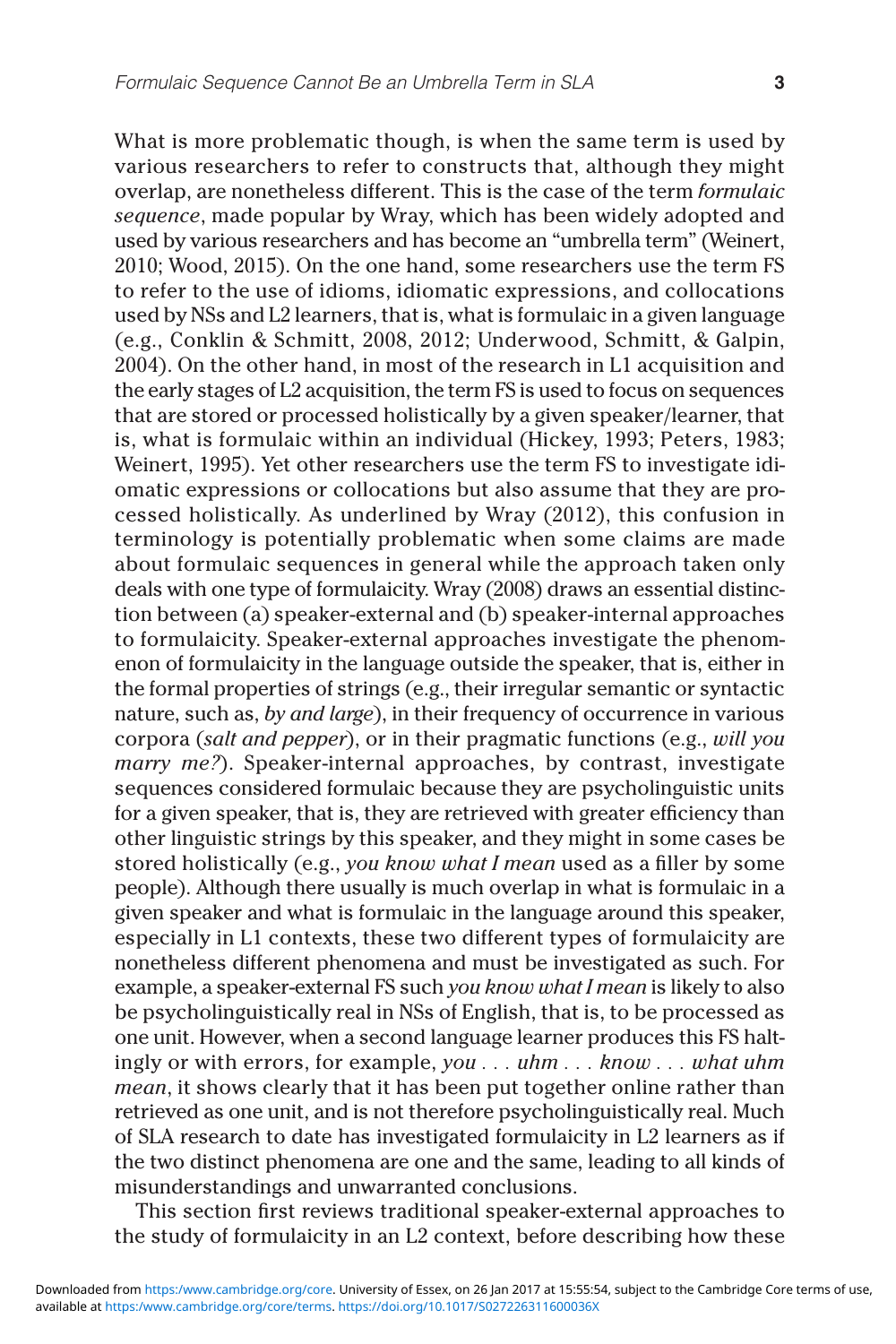What is more problematic though, is when the same term is used by various researchers to refer to constructs that, although they might overlap, are nonetheless different. This is the case of the term *formulaic sequence*, made popular by Wray, which has been widely adopted and used by various researchers and has become an "umbrella term" (Weinert, 2010; Wood, 2015). On the one hand, some researchers use the term FS to refer to the use of idioms, idiomatic expressions, and collocations used by NSs and L2 learners, that is, what is formulaic in a given language (e.g., Conklin & Schmitt, 2008, 2012; Underwood, Schmitt, & Galpin, 2004). On the other hand, in most of the research in L1 acquisition and the early stages of L2 acquisition, the term FS is used to focus on sequences that are stored or processed holistically by a given speaker/learner, that is, what is formulaic within an individual (Hickey, 1993; Peters, 1983; Weinert, 1995). Yet other researchers use the term FS to investigate idiomatic expressions or collocations but also assume that they are processed holistically. As underlined by Wray (2012), this confusion in terminology is potentially problematic when some claims are made about formulaic sequences in general while the approach taken only deals with one type of formulaicity. Wray (2008) draws an essential distinction between (a) speaker-external and (b) speaker-internal approaches to formulaicity. Speaker-external approaches investigate the phenomenon of formulaicity in the language outside the speaker, that is, either in the formal properties of strings (e.g., their irregular semantic or syntactic nature, such as, *by and large*), in their frequency of occurrence in various corpora (*salt and pepper*), or in their pragmatic functions (e.g., *will you marry me?*). Speaker-internal approaches, by contrast, investigate sequences considered formulaic because they are psycholinguistic units for a given speaker, that is, they are retrieved with greater efficiency than other linguistic strings by this speaker, and they might in some cases be stored holistically (e.g., *you know what I mean* used as a filler by some people). Although there usually is much overlap in what is formulaic in a given speaker and what is formulaic in the language around this speaker, especially in L1 contexts, these two different types of formulaicity are nonetheless different phenomena and must be investigated as such. For example, a speaker-external FS such *you know what I mean* is likely to also be psycholinguistically real in NSs of English, that is, to be processed as one unit. However, when a second language learner produces this FS haltingly or with errors, for example, *you . . . uhm . . . know . . . what uhm mean*, it shows clearly that it has been put together online rather than retrieved as one unit, and is not therefore psycholinguistically real. Much of SLA research to date has investigated formulaicity in L2 learners as if the two distinct phenomena are one and the same, leading to all kinds of misunderstandings and unwarranted conclusions.

This section first reviews traditional speaker-external approaches to the study of formulaicity in an L2 context, before describing how these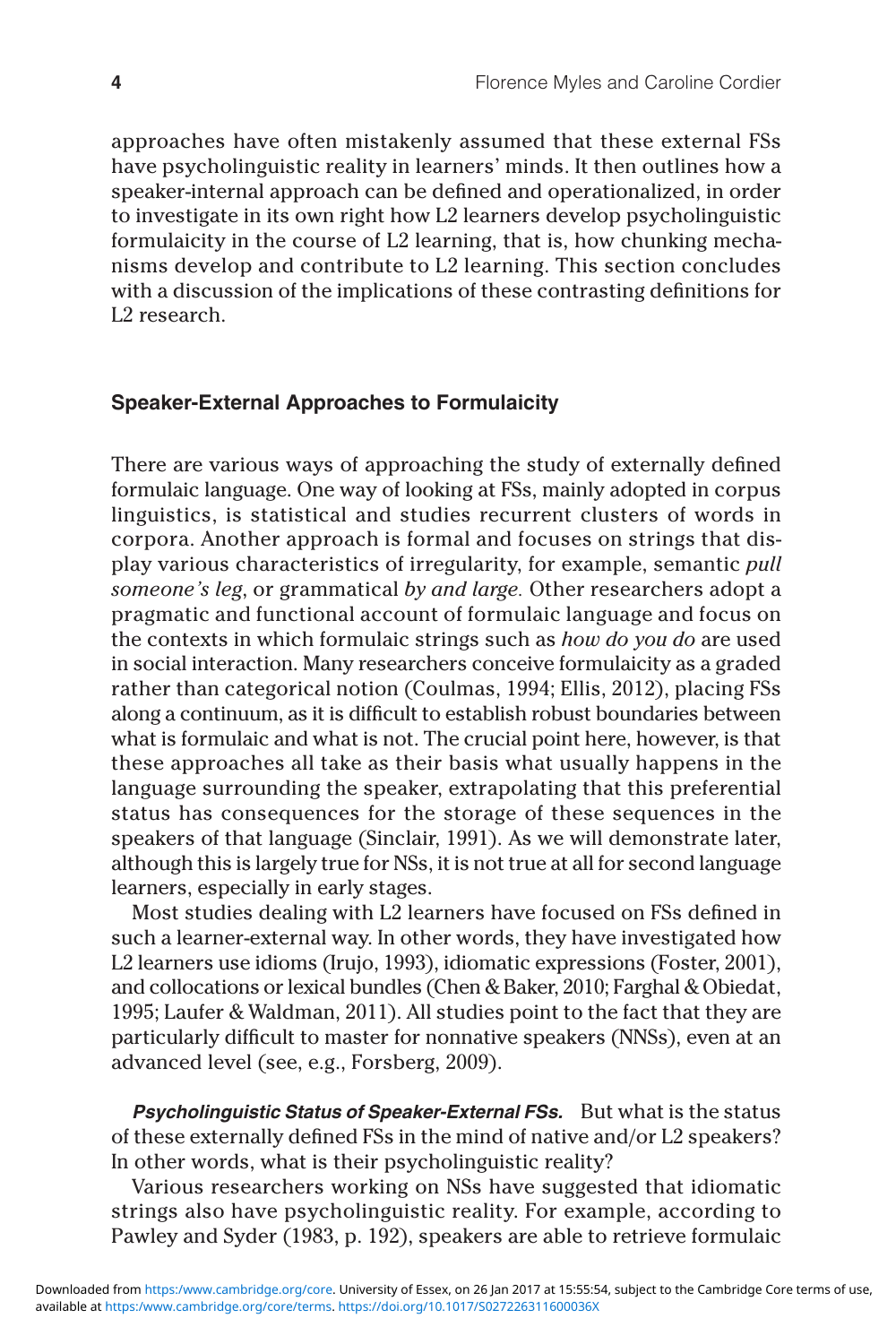approaches have often mistakenly assumed that these external FSs have psycholinguistic reality in learners' minds. It then outlines how a speaker-internal approach can be defined and operationalized, in order to investigate in its own right how L2 learners develop psycholinguistic formulaicity in the course of L2 learning, that is, how chunking mechanisms develop and contribute to L2 learning. This section concludes with a discussion of the implications of these contrasting definitions for L2 research.

### Speaker-External Approaches to Formulaicity

There are various ways of approaching the study of externally defined formulaic language. One way of looking at FSs, mainly adopted in corpus linguistics, is statistical and studies recurrent clusters of words in corpora. Another approach is formal and focuses on strings that display various characteristics of irregularity, for example, semantic *pull someone's leg*, or grammatical *by and large.* Other researchers adopt a pragmatic and functional account of formulaic language and focus on the contexts in which formulaic strings such as *how do you do* are used in social interaction. Many researchers conceive formulaicity as a graded rather than categorical notion (Coulmas, 1994; Ellis, 2012), placing FSs along a continuum, as it is difficult to establish robust boundaries between what is formulaic and what is not. The crucial point here, however, is that these approaches all take as their basis what usually happens in the language surrounding the speaker, extrapolating that this preferential status has consequences for the storage of these sequences in the speakers of that language (Sinclair, 1991). As we will demonstrate later, although this is largely true for NSs, it is not true at all for second language learners, especially in early stages.

Most studies dealing with L2 learners have focused on FSs defined in such a learner-external way. In other words, they have investigated how L2 learners use idioms (Irujo, 1993), idiomatic expressions (Foster, 2001), and collocations or lexical bundles (Chen & Baker, 2010; Farghal & Obiedat, 1995; Laufer & Waldman, 2011). All studies point to the fact that they are particularly difficult to master for nonnative speakers (NNSs), even at an advanced level (see, e.g., Forsberg, 2009).

***Psycholinguistic Status of Speaker-External FSs.*** But what is the status of these externally defined FSs in the mind of native and/or L2 speakers? In other words, what is their psycholinguistic reality?

Various researchers working on NSs have suggested that idiomatic strings also have psycholinguistic reality. For example, according to Pawley and Syder (1983, p. 192), speakers are able to retrieve formulaic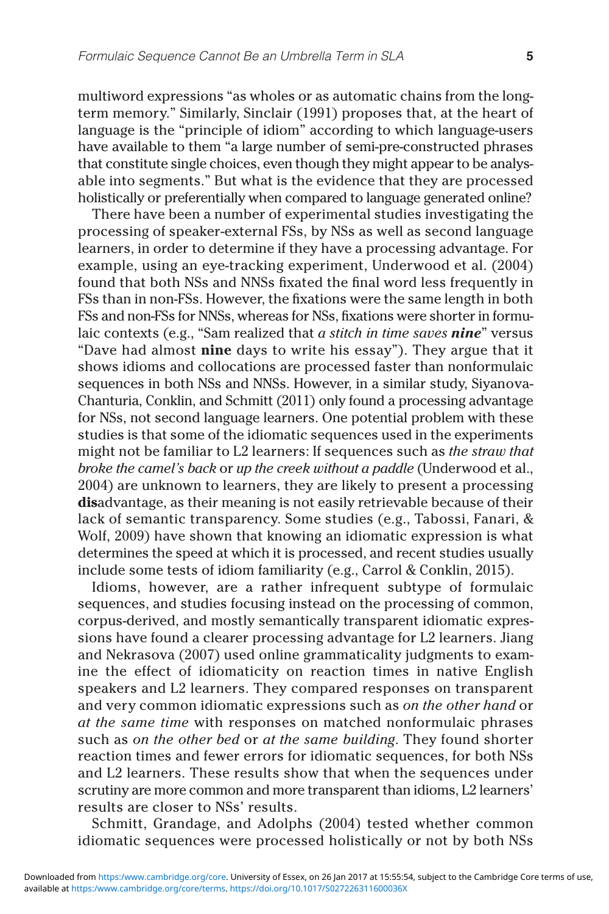multiword expressions "as wholes or as automatic chains from the long-term memory." Similarly, Sinclair (1991) proposes that, at the heart of language is the "principle of idiom" according to which language-users have available to them "a large number of semi-pre-constructed phrases that constitute single choices, even though they might appear to be analysable into segments." But what is the evidence that they are processed holistically or preferentially when compared to language generated online?

There have been a number of experimental studies investigating the processing of speaker-external FSs, by NSs as well as second language learners, in order to determine if they have a processing advantage. For example, using an eye-tracking experiment, Underwood et al. (2004) found that both NSs and NNSs fixated the final word less frequently in FSs than in non-FSs. However, the fixations were the same length in both FSs and non-FSs for NNSs, whereas for NSs, fixations were shorter in formulaic contexts (e.g., "Sam realized that *a stitch in time saves* ***nine***" versus "Dave had almost **nine** days to write his essay"). They argue that it shows idioms and collocations are processed faster than nonformulaic sequences in both NSs and NNSs. However, in a similar study, Siyanova-Chanturia, Conklin, and Schmitt (2011) only found a processing advantage for NSs, not second language learners. One potential problem with these studies is that some of the idiomatic sequences used in the experiments might not be familiar to L2 learners: If sequences such as *the straw that broke the camel's back* or *up the creek without a paddle* (Underwood et al., 2004) are unknown to learners, they are likely to present a processing **dis**advantage, as their meaning is not easily retrievable because of their lack of semantic transparency. Some studies (e.g., Tabossi, Fanari, & Wolf, 2009) have shown that knowing an idiomatic expression is what determines the speed at which it is processed, and recent studies usually include some tests of idiom familiarity (e.g., Carrol & Conklin, 2015).

Idioms, however, are a rather infrequent subtype of formulaic sequences, and studies focusing instead on the processing of common, corpus-derived, and mostly semantically transparent idiomatic expressions have found a clearer processing advantage for L2 learners. Jiang and Nekrasova (2007) used online grammaticality judgments to examine the effect of idiomaticity on reaction times in native English speakers and L2 learners. They compared responses on transparent and very common idiomatic expressions such as *on the other hand* or *at the same time* with responses on matched nonformulaic phrases such as *on the other bed* or *at the same building*. They found shorter reaction times and fewer errors for idiomatic sequences, for both NSs and L2 learners. These results show that when the sequences under scrutiny are more common and more transparent than idioms, L2 learners' results are closer to NSs' results.

Schmitt, Grandage, and Adolphs (2004) tested whether common idiomatic sequences were processed holistically or not by both NSs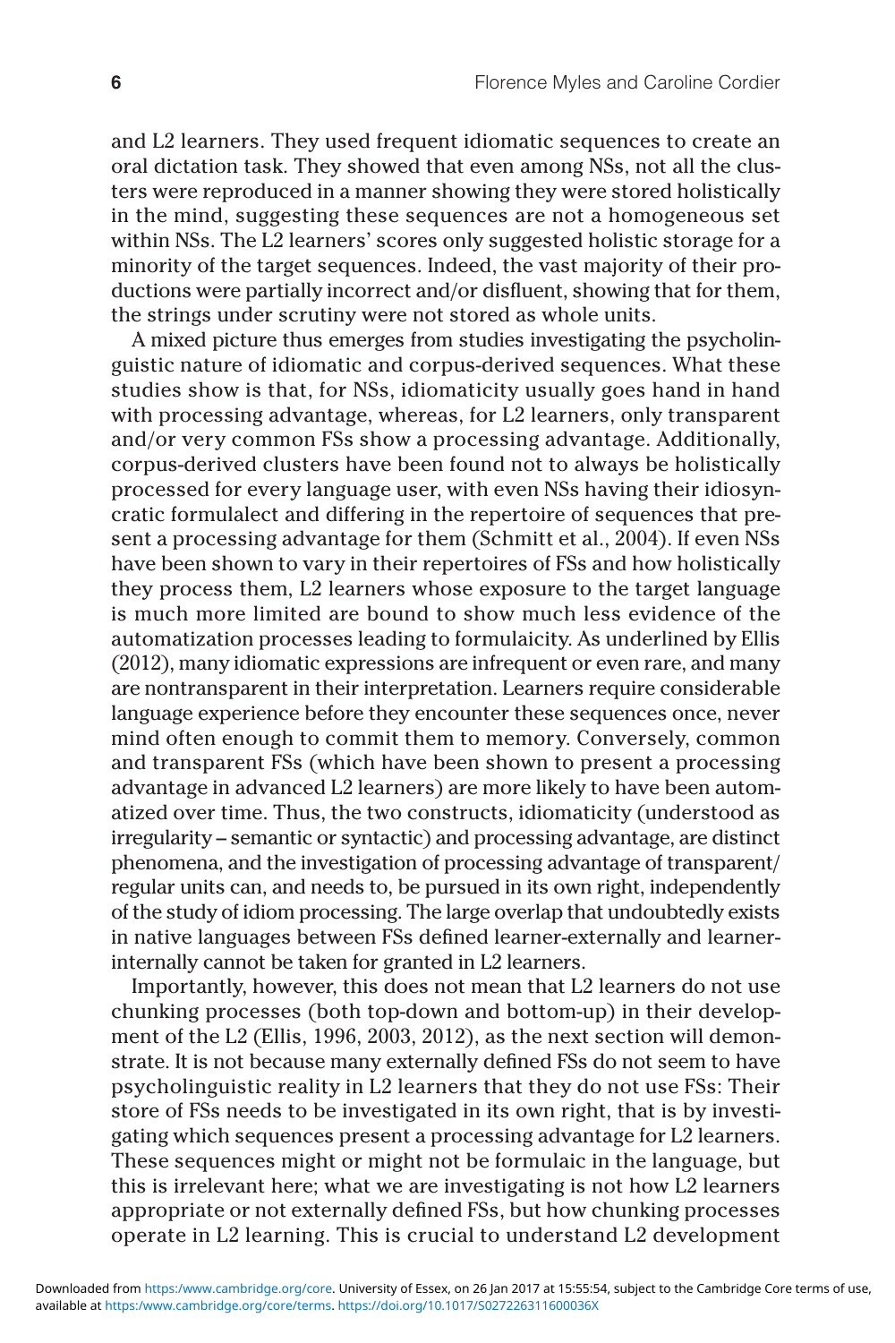and L2 learners. They used frequent idiomatic sequences to create an oral dictation task. They showed that even among NSs, not all the clusters were reproduced in a manner showing they were stored holistically in the mind, suggesting these sequences are not a homogeneous set within NSs. The L2 learners' scores only suggested holistic storage for a minority of the target sequences. Indeed, the vast majority of their productions were partially incorrect and/or disfluent, showing that for them, the strings under scrutiny were not stored as whole units.

A mixed picture thus emerges from studies investigating the psycholinguistic nature of idiomatic and corpus-derived sequences. What these studies show is that, for NSs, idiomaticity usually goes hand in hand with processing advantage, whereas, for L2 learners, only transparent and/or very common FSs show a processing advantage. Additionally, corpus-derived clusters have been found not to always be holistically processed for every language user, with even NSs having their idiosyncratic formulalect and differing in the repertoire of sequences that present a processing advantage for them (Schmitt et al., 2004). If even NSs have been shown to vary in their repertoires of FSs and how holistically they process them, L2 learners whose exposure to the target language is much more limited are bound to show much less evidence of the automatization processes leading to formulaicity. As underlined by Ellis (2012), many idiomatic expressions are infrequent or even rare, and many are nontransparent in their interpretation. Learners require considerable language experience before they encounter these sequences once, never mind often enough to commit them to memory. Conversely, common and transparent FSs (which have been shown to present a processing advantage in advanced L2 learners) are more likely to have been automatized over time. Thus, the two constructs, idiomaticity (understood as irregularity – semantic or syntactic) and processing advantage, are distinct phenomena, and the investigation of processing advantage of transparent/regular units can, and needs to, be pursued in its own right, independently of the study of idiom processing. The large overlap that undoubtedly exists in native languages between FSs defined learner-externally and learner-internally cannot be taken for granted in L2 learners.

Importantly, however, this does not mean that L2 learners do not use chunking processes (both top-down and bottom-up) in their development of the L2 (Ellis, 1996, 2003, 2012), as the next section will demonstrate. It is not because many externally defined FSs do not seem to have psycholinguistic reality in L2 learners that they do not use FSs: Their store of FSs needs to be investigated in its own right, that is by investigating which sequences present a processing advantage for L2 learners. These sequences might or might not be formulaic in the language, but this is irrelevant here; what we are investigating is not how L2 learners appropriate or not externally defined FSs, but how chunking processes operate in L2 learning. This is crucial to understand L2 development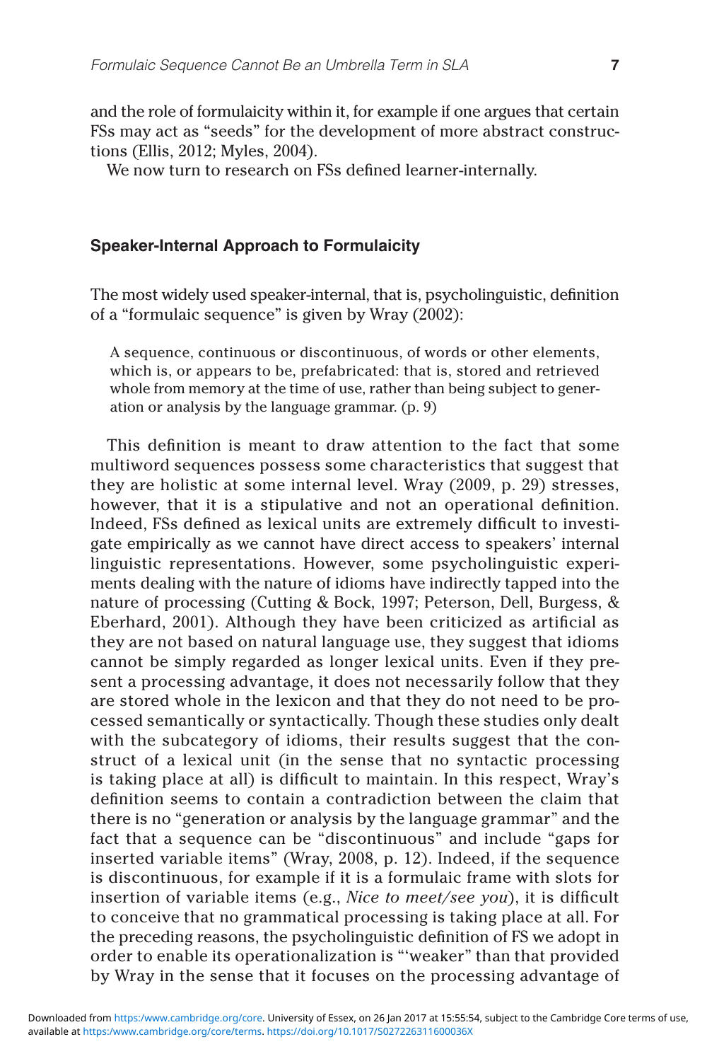and the role of formulaicity within it, for example if one argues that certain FSs may act as "seeds" for the development of more abstract constructions (Ellis, 2012; Myles, 2004).

We now turn to research on FSs defined learner-internally.

## Speaker-Internal Approach to Formulaicity

The most widely used speaker-internal, that is, psycholinguistic, definition of a "formulaic sequence" is given by Wray (2002):

> A sequence, continuous or discontinuous, of words or other elements, which is, or appears to be, prefabricated: that is, stored and retrieved whole from memory at the time of use, rather than being subject to generation or analysis by the language grammar. (p. 9)

This definition is meant to draw attention to the fact that some multiword sequences possess some characteristics that suggest that they are holistic at some internal level. Wray (2009, p. 29) stresses, however, that it is a stipulative and not an operational definition. Indeed, FSs defined as lexical units are extremely difficult to investigate empirically as we cannot have direct access to speakers' internal linguistic representations. However, some psycholinguistic experiments dealing with the nature of idioms have indirectly tapped into the nature of processing (Cutting & Bock, 1997; Peterson, Dell, Burgess, & Eberhard, 2001). Although they have been criticized as artificial as they are not based on natural language use, they suggest that idioms cannot be simply regarded as longer lexical units. Even if they present a processing advantage, it does not necessarily follow that they are stored whole in the lexicon and that they do not need to be processed semantically or syntactically. Though these studies only dealt with the subcategory of idioms, their results suggest that the construct of a lexical unit (in the sense that no syntactic processing is taking place at all) is difficult to maintain. In this respect, Wray's definition seems to contain a contradiction between the claim that there is no "generation or analysis by the language grammar" and the fact that a sequence can be "discontinuous" and include "gaps for inserted variable items" (Wray, 2008, p. 12). Indeed, if the sequence is discontinuous, for example if it is a formulaic frame with slots for insertion of variable items (e.g., *Nice to meet/see you*), it is difficult to conceive that no grammatical processing is taking place at all. For the preceding reasons, the psycholinguistic definition of FS we adopt in order to enable its operationalization is "'weaker" than that provided by Wray in the sense that it focuses on the processing advantage of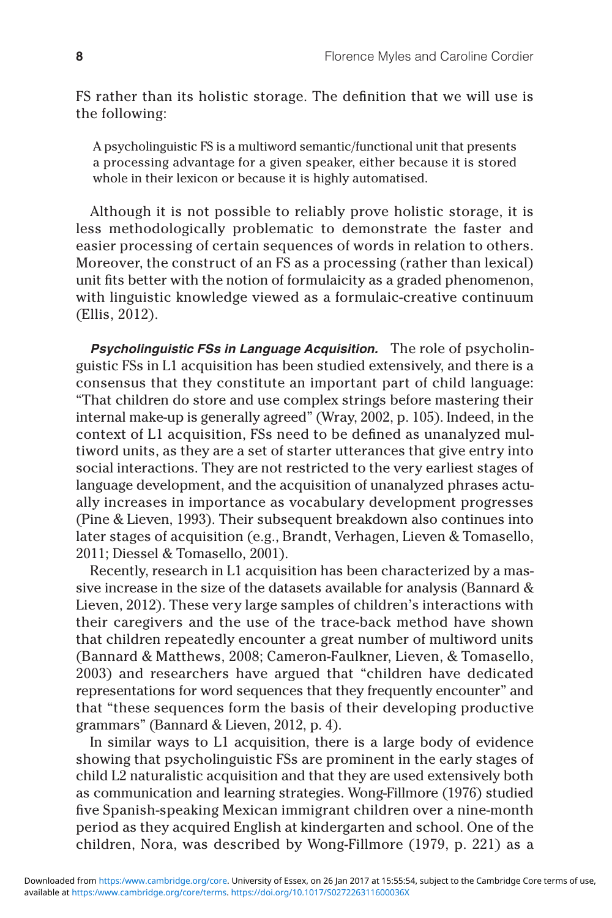FS rather than its holistic storage. The definition that we will use is the following:

> A psycholinguistic FS is a multiword semantic/functional unit that presents a processing advantage for a given speaker, either because it is stored whole in their lexicon or because it is highly automatised.

Although it is not possible to reliably prove holistic storage, it is less methodologically problematic to demonstrate the faster and easier processing of certain sequences of words in relation to others. Moreover, the construct of an FS as a processing (rather than lexical) unit fits better with the notion of formulaicity as a graded phenomenon, with linguistic knowledge viewed as a formulaic-creative continuum (Ellis, 2012).

***Psycholinguistic FSs in Language Acquisition.*** The role of psycholinguistic FSs in L1 acquisition has been studied extensively, and there is a consensus that they constitute an important part of child language: "That children do store and use complex strings before mastering their internal make-up is generally agreed" (Wray, 2002, p. 105). Indeed, in the context of L1 acquisition, FSs need to be defined as unanalyzed multiword units, as they are a set of starter utterances that give entry into social interactions. They are not restricted to the very earliest stages of language development, and the acquisition of unanalyzed phrases actually increases in importance as vocabulary development progresses (Pine & Lieven, 1993). Their subsequent breakdown also continues into later stages of acquisition (e.g., Brandt, Verhagen, Lieven & Tomasello, 2011; Diessel & Tomasello, 2001).

Recently, research in L1 acquisition has been characterized by a massive increase in the size of the datasets available for analysis (Bannard & Lieven, 2012). These very large samples of children's interactions with their caregivers and the use of the trace-back method have shown that children repeatedly encounter a great number of multiword units (Bannard & Matthews, 2008; Cameron-Faulkner, Lieven, & Tomasello, 2003) and researchers have argued that "children have dedicated representations for word sequences that they frequently encounter" and that "these sequences form the basis of their developing productive grammars" (Bannard & Lieven, 2012, p. 4).

In similar ways to L1 acquisition, there is a large body of evidence showing that psycholinguistic FSs are prominent in the early stages of child L2 naturalistic acquisition and that they are used extensively both as communication and learning strategies. Wong-Fillmore (1976) studied five Spanish-speaking Mexican immigrant children over a nine-month period as they acquired English at kindergarten and school. One of the children, Nora, was described by Wong-Fillmore (1979, p. 221) as a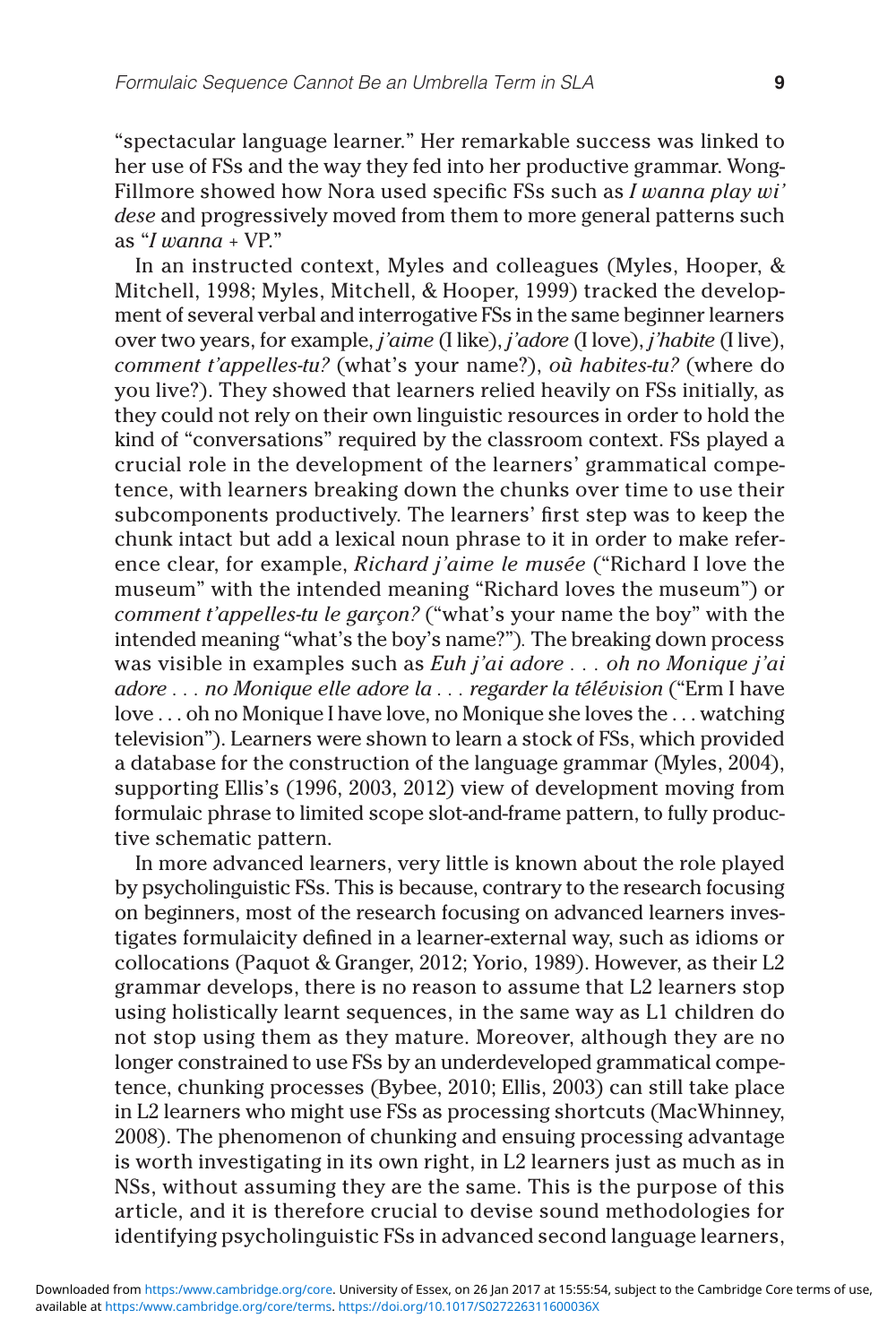"spectacular language learner." Her remarkable success was linked to her use of FSs and the way they fed into her productive grammar. Wong-Fillmore showed how Nora used specific FSs such as *I wanna play wi' dese* and progressively moved from them to more general patterns such as "*I wanna* + VP."

In an instructed context, Myles and colleagues (Myles, Hooper, & Mitchell, 1998; Myles, Mitchell, & Hooper, 1999) tracked the development of several verbal and interrogative FSs in the same beginner learners over two years, for example, *j'aime* (I like), *j'adore* (I love), *j'habite* (I live), *comment t'appelles-tu?* (what's your name?), *où habites-tu?* (where do you live?). They showed that learners relied heavily on FSs initially, as they could not rely on their own linguistic resources in order to hold the kind of "conversations" required by the classroom context. FSs played a crucial role in the development of the learners' grammatical competence, with learners breaking down the chunks over time to use their subcomponents productively. The learners' first step was to keep the chunk intact but add a lexical noun phrase to it in order to make reference clear, for example, *Richard j'aime le musée* ("Richard I love the museum" with the intended meaning "Richard loves the museum") or *comment t'appelles-tu le garçon?* ("what's your name the boy" with the intended meaning "what's the boy's name?"). The breaking down process was visible in examples such as *Euh j'ai adore . . . oh no Monique j'ai adore . . . no Monique elle adore la . . . regarder la télévision* ("Erm I have love . . . oh no Monique I have love, no Monique she loves the . . . watching television"). Learners were shown to learn a stock of FSs, which provided a database for the construction of the language grammar (Myles, 2004), supporting Ellis's (1996, 2003, 2012) view of development moving from formulaic phrase to limited scope slot-and-frame pattern, to fully productive schematic pattern.

In more advanced learners, very little is known about the role played by psycholinguistic FSs. This is because, contrary to the research focusing on beginners, most of the research focusing on advanced learners investigates formulaicity defined in a learner-external way, such as idioms or collocations (Paquot & Granger, 2012; Yorio, 1989). However, as their L2 grammar develops, there is no reason to assume that L2 learners stop using holistically learnt sequences, in the same way as L1 children do not stop using them as they mature. Moreover, although they are no longer constrained to use FSs by an underdeveloped grammatical competence, chunking processes (Bybee, 2010; Ellis, 2003) can still take place in L2 learners who might use FSs as processing shortcuts (MacWhinney, 2008). The phenomenon of chunking and ensuing processing advantage is worth investigating in its own right, in L2 learners just as much as in NSs, without assuming they are the same. This is the purpose of this article, and it is therefore crucial to devise sound methodologies for identifying psycholinguistic FSs in advanced second language learners,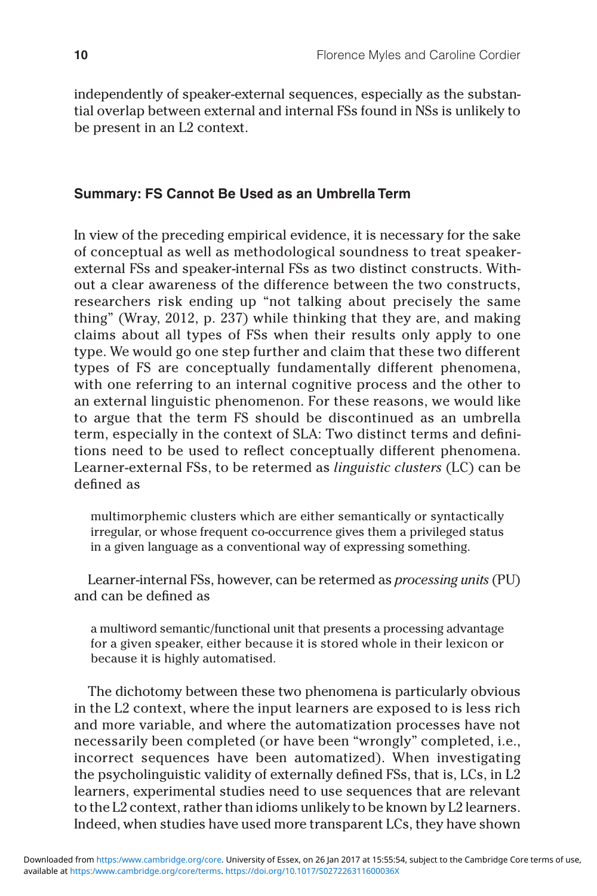independently of speaker-external sequences, especially as the substantial overlap between external and internal FSs found in NSs is unlikely to be present in an L2 context.

## Summary: FS Cannot Be Used as an Umbrella Term

In view of the preceding empirical evidence, it is necessary for the sake of conceptual as well as methodological soundness to treat speaker-external FSs and speaker-internal FSs as two distinct constructs. Without a clear awareness of the difference between the two constructs, researchers risk ending up "not talking about precisely the same thing" (Wray, 2012, p. 237) while thinking that they are, and making claims about all types of FSs when their results only apply to one type. We would go one step further and claim that these two different types of FS are conceptually fundamentally different phenomena, with one referring to an internal cognitive process and the other to an external linguistic phenomenon. For these reasons, we would like to argue that the term FS should be discontinued as an umbrella term, especially in the context of SLA: Two distinct terms and definitions need to be used to reflect conceptually different phenomena. Learner-external FSs, to be retermed as *linguistic clusters* (LC) can be defined as

> multimorphemic clusters which are either semantically or syntactically irregular, or whose frequent co-occurrence gives them a privileged status in a given language as a conventional way of expressing something.

Learner-internal FSs, however, can be retermed as *processing units* (PU) and can be defined as

> a multiword semantic/functional unit that presents a processing advantage for a given speaker, either because it is stored whole in their lexicon or because it is highly automatised.

The dichotomy between these two phenomena is particularly obvious in the L2 context, where the input learners are exposed to is less rich and more variable, and where the automatization processes have not necessarily been completed (or have been "wrongly" completed, i.e., incorrect sequences have been automatized). When investigating the psycholinguistic validity of externally defined FSs, that is, LCs, in L2 learners, experimental studies need to use sequences that are relevant to the L2 context, rather than idioms unlikely to be known by L2 learners. Indeed, when studies have used more transparent LCs, they have shown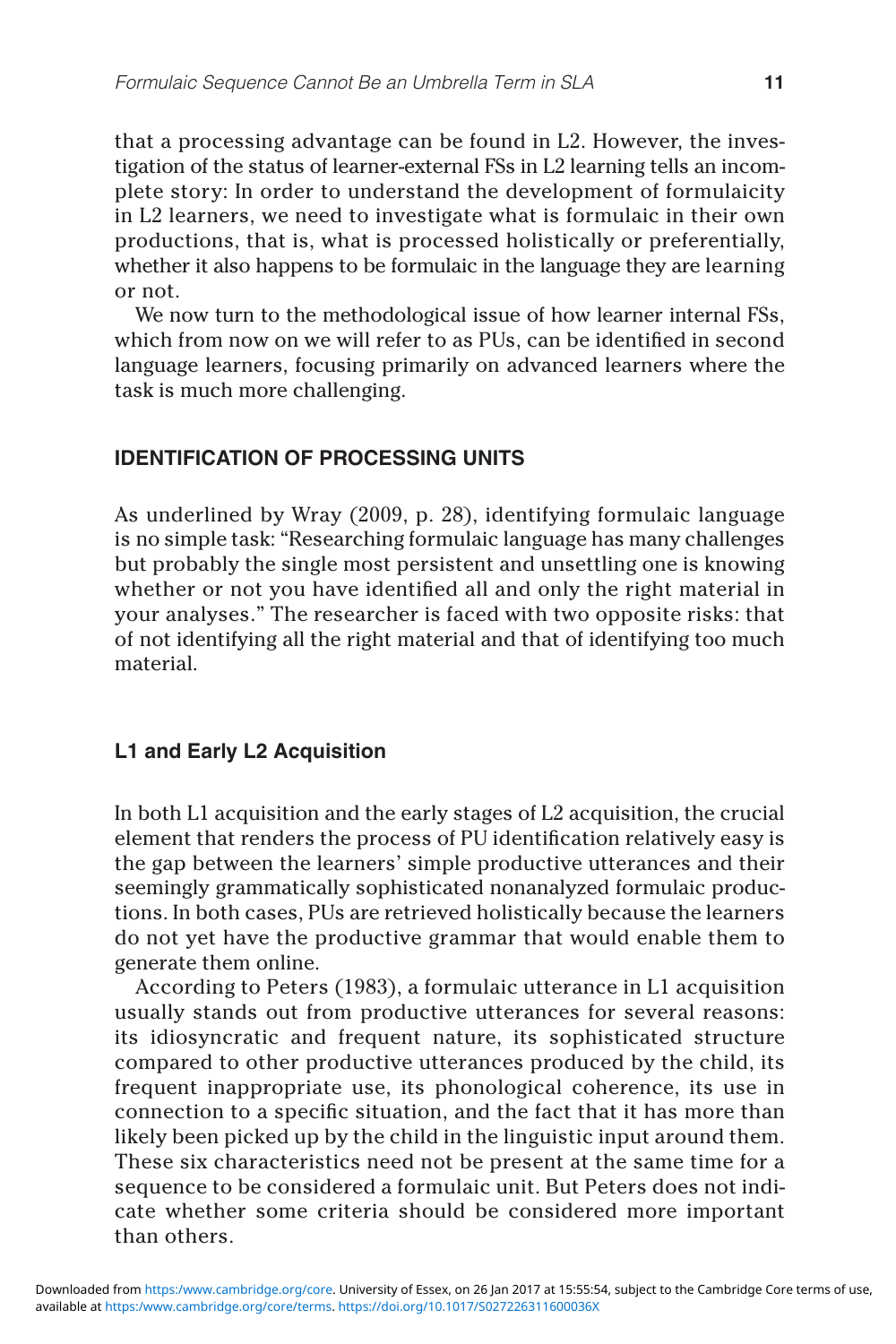that a processing advantage can be found in L2. However, the investigation of the status of learner-external FSs in L2 learning tells an incomplete story: In order to understand the development of formulaicity in L2 learners, we need to investigate what is formulaic in their own productions, that is, what is processed holistically or preferentially, whether it also happens to be formulaic in the language they are learning or not.

We now turn to the methodological issue of how learner internal FSs, which from now on we will refer to as PUs, can be identified in second language learners, focusing primarily on advanced learners where the task is much more challenging.

## IDENTIFICATION OF PROCESSING UNITS

As underlined by Wray (2009, p. 28), identifying formulaic language is no simple task: "Researching formulaic language has many challenges but probably the single most persistent and unsettling one is knowing whether or not you have identified all and only the right material in your analyses." The researcher is faced with two opposite risks: that of not identifying all the right material and that of identifying too much material.

### L1 and Early L2 Acquisition

In both L1 acquisition and the early stages of L2 acquisition, the crucial element that renders the process of PU identification relatively easy is the gap between the learners' simple productive utterances and their seemingly grammatically sophisticated nonanalyzed formulaic productions. In both cases, PUs are retrieved holistically because the learners do not yet have the productive grammar that would enable them to generate them online.

According to Peters (1983), a formulaic utterance in L1 acquisition usually stands out from productive utterances for several reasons: its idiosyncratic and frequent nature, its sophisticated structure compared to other productive utterances produced by the child, its frequent inappropriate use, its phonological coherence, its use in connection to a specific situation, and the fact that it has more than likely been picked up by the child in the linguistic input around them. These six characteristics need not be present at the same time for a sequence to be considered a formulaic unit. But Peters does not indicate whether some criteria should be considered more important than others.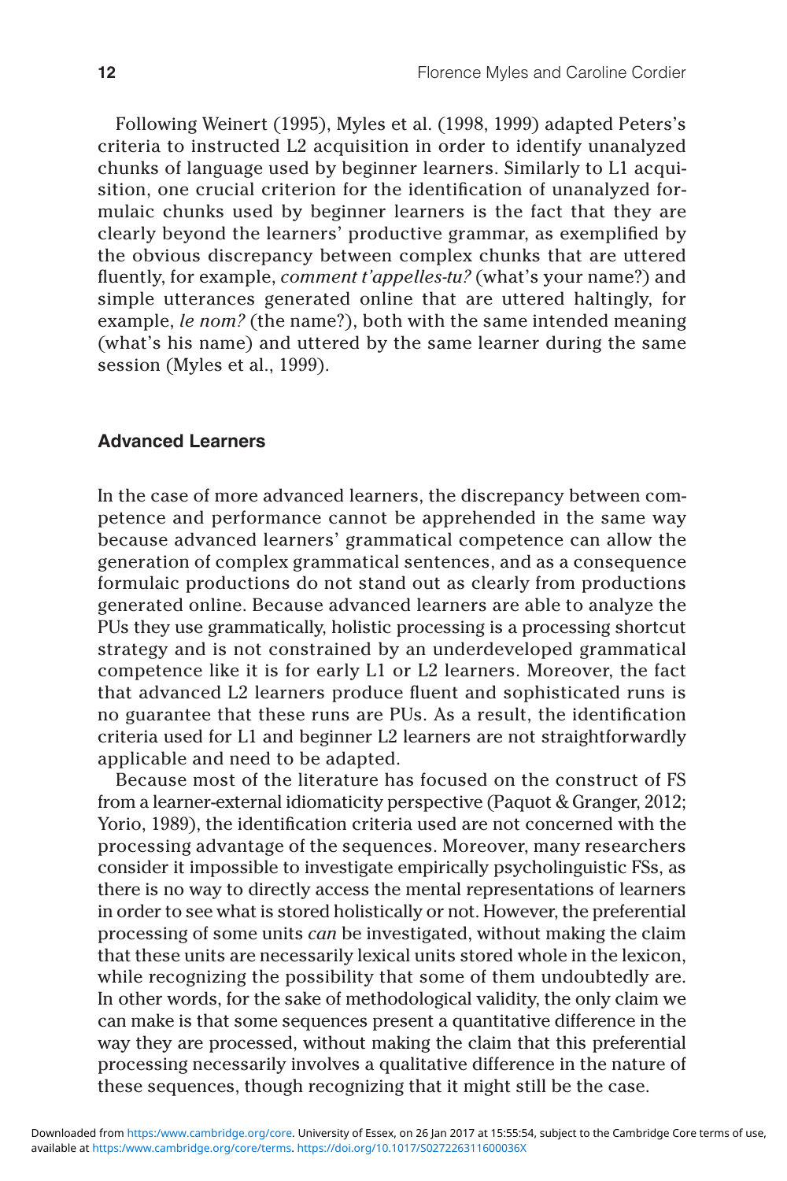Following Weinert (1995), Myles et al. (1998, 1999) adapted Peters's criteria to instructed L2 acquisition in order to identify unanalyzed chunks of language used by beginner learners. Similarly to L1 acquisition, one crucial criterion for the identification of unanalyzed formulaic chunks used by beginner learners is the fact that they are clearly beyond the learners' productive grammar, as exemplified by the obvious discrepancy between complex chunks that are uttered fluently, for example, *comment t'appelles-tu?* (what's your name?) and simple utterances generated online that are uttered haltingly, for example, *le nom?* (the name?), both with the same intended meaning (what's his name) and uttered by the same learner during the same session (Myles et al., 1999).

## Advanced Learners

In the case of more advanced learners, the discrepancy between competence and performance cannot be apprehended in the same way because advanced learners' grammatical competence can allow the generation of complex grammatical sentences, and as a consequence formulaic productions do not stand out as clearly from productions generated online. Because advanced learners are able to analyze the PUs they use grammatically, holistic processing is a processing shortcut strategy and is not constrained by an underdeveloped grammatical competence like it is for early L1 or L2 learners. Moreover, the fact that advanced L2 learners produce fluent and sophisticated runs is no guarantee that these runs are PUs. As a result, the identification criteria used for L1 and beginner L2 learners are not straightforwardly applicable and need to be adapted.

Because most of the literature has focused on the construct of FS from a learner-external idiomaticity perspective (Paquot & Granger, 2012; Yorio, 1989), the identification criteria used are not concerned with the processing advantage of the sequences. Moreover, many researchers consider it impossible to investigate empirically psycholinguistic FSs, as there is no way to directly access the mental representations of learners in order to see what is stored holistically or not. However, the preferential processing of some units *can* be investigated, without making the claim that these units are necessarily lexical units stored whole in the lexicon, while recognizing the possibility that some of them undoubtedly are. In other words, for the sake of methodological validity, the only claim we can make is that some sequences present a quantitative difference in the way they are processed, without making the claim that this preferential processing necessarily involves a qualitative difference in the nature of these sequences, though recognizing that it might still be the case.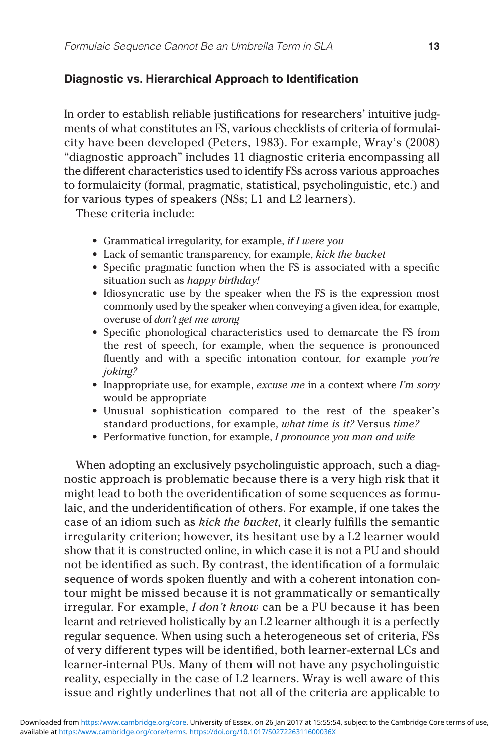## Diagnostic vs. Hierarchical Approach to Identification

In order to establish reliable justifications for researchers' intuitive judgments of what constitutes an FS, various checklists of criteria of formulaicity have been developed (Peters, 1983). For example, Wray's (2008) "diagnostic approach" includes 11 diagnostic criteria encompassing all the different characteristics used to identify FSs across various approaches to formulaicity (formal, pragmatic, statistical, psycholinguistic, etc.) and for various types of speakers (NSs; L1 and L2 learners).

These criteria include:

- Grammatical irregularity, for example, *if I were you*
- Lack of semantic transparency, for example, *kick the bucket*
- Specific pragmatic function when the FS is associated with a specific situation such as *happy birthday!*
- Idiosyncratic use by the speaker when the FS is the expression most commonly used by the speaker when conveying a given idea, for example, overuse of *don't get me wrong*
- Specific phonological characteristics used to demarcate the FS from the rest of speech, for example, when the sequence is pronounced fluently and with a specific intonation contour, for example *you're joking?*
- Inappropriate use, for example, *excuse me* in a context where *I'm sorry* would be appropriate
- Unusual sophistication compared to the rest of the speaker's standard productions, for example, *what time is it?* Versus *time?*
- Performative function, for example, *I pronounce you man and wife*

When adopting an exclusively psycholinguistic approach, such a diagnostic approach is problematic because there is a very high risk that it might lead to both the overidentification of some sequences as formulaic, and the underidentification of others. For example, if one takes the case of an idiom such as *kick the bucket*, it clearly fulfills the semantic irregularity criterion; however, its hesitant use by a L2 learner would show that it is constructed online, in which case it is not a PU and should not be identified as such. By contrast, the identification of a formulaic sequence of words spoken fluently and with a coherent intonation contour might be missed because it is not grammatically or semantically irregular. For example, *I don't know* can be a PU because it has been learnt and retrieved holistically by an L2 learner although it is a perfectly regular sequence. When using such a heterogeneous set of criteria, FSs of very different types will be identified, both learner-external LCs and learner-internal PUs. Many of them will not have any psycholinguistic reality, especially in the case of L2 learners. Wray is well aware of this issue and rightly underlines that not all of the criteria are applicable to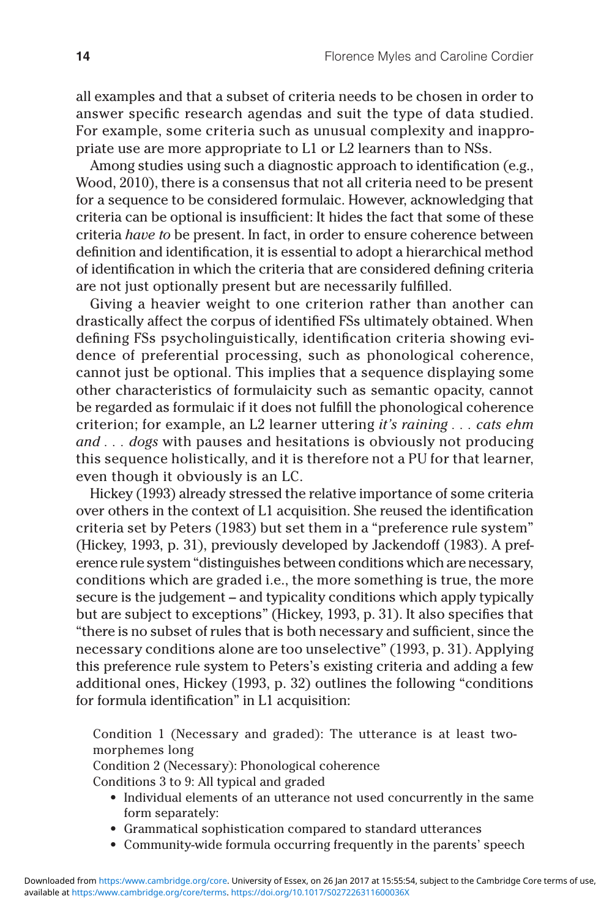all examples and that a subset of criteria needs to be chosen in order to answer specific research agendas and suit the type of data studied. For example, some criteria such as unusual complexity and inappropriate use are more appropriate to L1 or L2 learners than to NSs.

Among studies using such a diagnostic approach to identification (e.g., Wood, 2010), there is a consensus that not all criteria need to be present for a sequence to be considered formulaic. However, acknowledging that criteria can be optional is insufficient: It hides the fact that some of these criteria *have to* be present. In fact, in order to ensure coherence between definition and identification, it is essential to adopt a hierarchical method of identification in which the criteria that are considered defining criteria are not just optionally present but are necessarily fulfilled.

Giving a heavier weight to one criterion rather than another can drastically affect the corpus of identified FSs ultimately obtained. When defining FSs psycholinguistically, identification criteria showing evidence of preferential processing, such as phonological coherence, cannot just be optional. This implies that a sequence displaying some other characteristics of formulaicity such as semantic opacity, cannot be regarded as formulaic if it does not fulfill the phonological coherence criterion; for example, an L2 learner uttering *it's raining . . . cats ehm and . . . dogs* with pauses and hesitations is obviously not producing this sequence holistically, and it is therefore not a PU for that learner, even though it obviously is an LC.

Hickey (1993) already stressed the relative importance of some criteria over others in the context of L1 acquisition. She reused the identification criteria set by Peters (1983) but set them in a "preference rule system" (Hickey, 1993, p. 31), previously developed by Jackendoff (1983). A preference rule system "distinguishes between conditions which are necessary, conditions which are graded i.e., the more something is true, the more secure is the judgement – and typicality conditions which apply typically but are subject to exceptions" (Hickey, 1993, p. 31). It also specifies that "there is no subset of rules that is both necessary and sufficient, since the necessary conditions alone are too unselective" (1993, p. 31). Applying this preference rule system to Peters's existing criteria and adding a few additional ones, Hickey (1993, p. 32) outlines the following "conditions for formula identification" in L1 acquisition:

> Condition 1 (Necessary and graded): The utterance is at least two-morphemes long
>
> Condition 2 (Necessary): Phonological coherence
>
> Conditions 3 to 9: All typical and graded
>
> - Individual elements of an utterance not used concurrently in the same form separately:
> - Grammatical sophistication compared to standard utterances
> - Community-wide formula occurring frequently in the parents' speech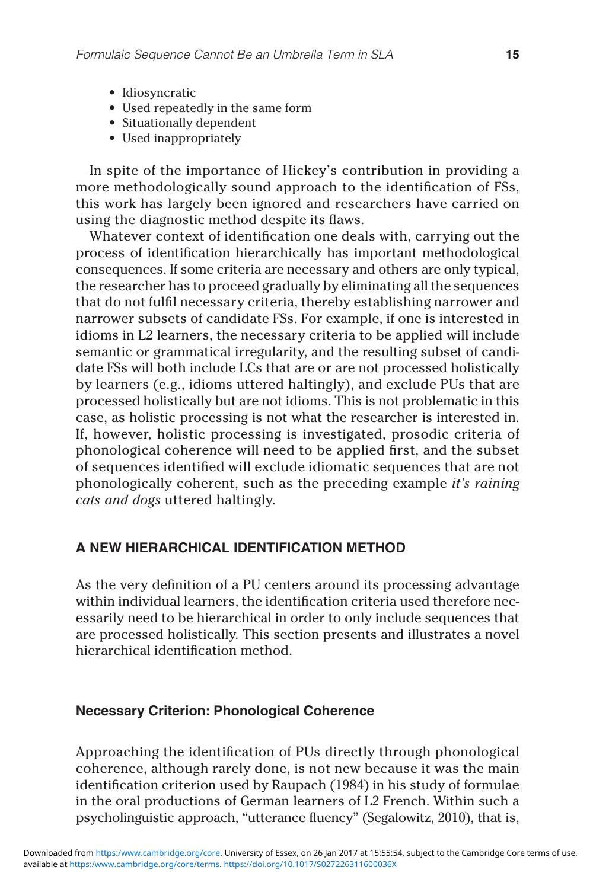- Idiosyncratic
- Used repeatedly in the same form
- Situationally dependent
- Used inappropriately

In spite of the importance of Hickey's contribution in providing a more methodologically sound approach to the identification of FSs, this work has largely been ignored and researchers have carried on using the diagnostic method despite its flaws.

Whatever context of identification one deals with, carrying out the process of identification hierarchically has important methodological consequences. If some criteria are necessary and others are only typical, the researcher has to proceed gradually by eliminating all the sequences that do not fulfil necessary criteria, thereby establishing narrower and narrower subsets of candidate FSs. For example, if one is interested in idioms in L2 learners, the necessary criteria to be applied will include semantic or grammatical irregularity, and the resulting subset of candidate FSs will both include LCs that are or are not processed holistically by learners (e.g., idioms uttered haltingly), and exclude PUs that are processed holistically but are not idioms. This is not problematic in this case, as holistic processing is not what the researcher is interested in. If, however, holistic processing is investigated, prosodic criteria of phonological coherence will need to be applied first, and the subset of sequences identified will exclude idiomatic sequences that are not phonologically coherent, such as the preceding example *it's raining cats and dogs* uttered haltingly.

## A NEW HIERARCHICAL IDENTIFICATION METHOD

As the very definition of a PU centers around its processing advantage within individual learners, the identification criteria used therefore necessarily need to be hierarchical in order to only include sequences that are processed holistically. This section presents and illustrates a novel hierarchical identification method.

### Necessary Criterion: Phonological Coherence

Approaching the identification of PUs directly through phonological coherence, although rarely done, is not new because it was the main identification criterion used by Raupach (1984) in his study of formulae in the oral productions of German learners of L2 French. Within such a psycholinguistic approach, "utterance fluency" (Segalowitz, 2010), that is,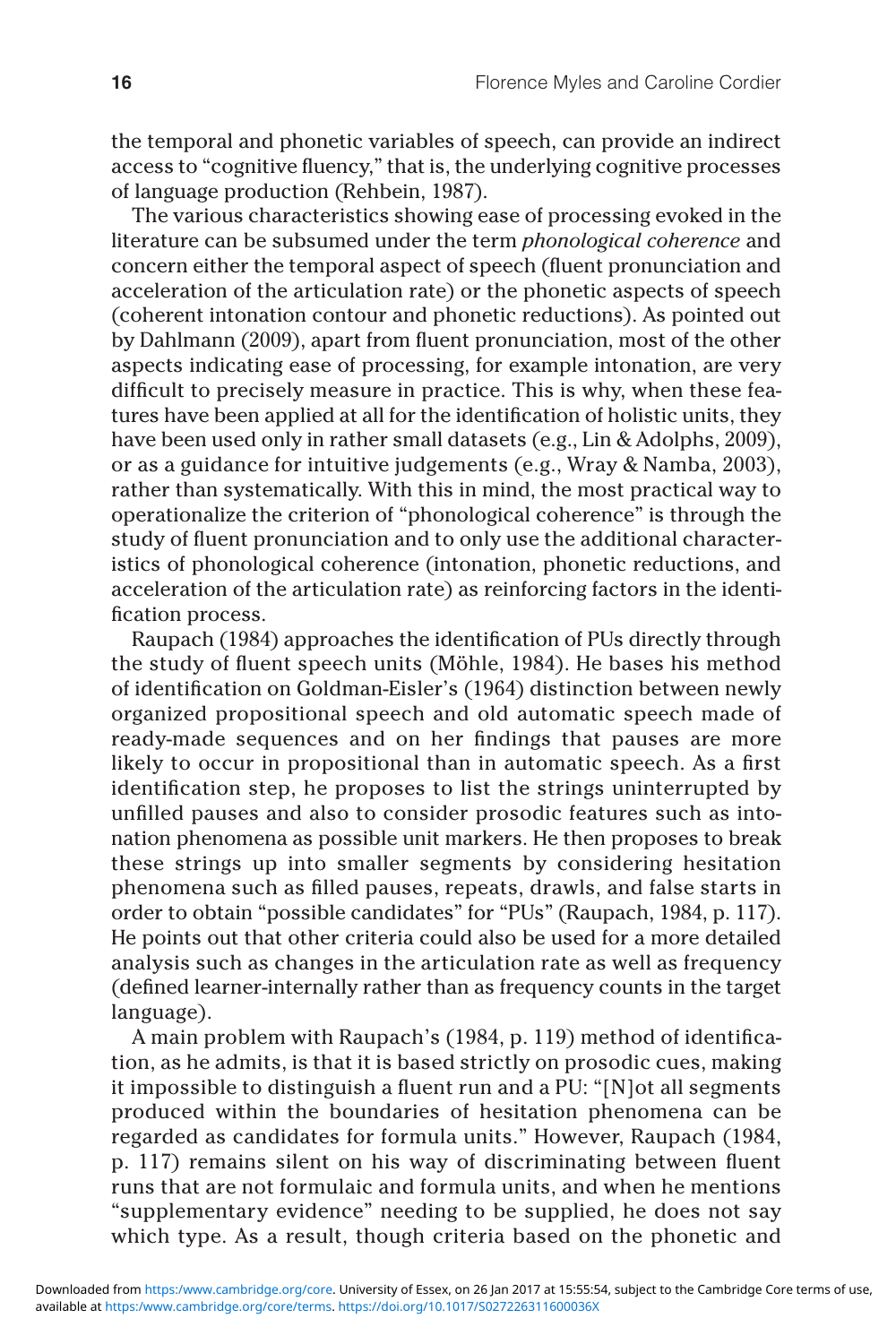the temporal and phonetic variables of speech, can provide an indirect access to "cognitive fluency," that is, the underlying cognitive processes of language production (Rehbein, 1987).

The various characteristics showing ease of processing evoked in the literature can be subsumed under the term *phonological coherence* and concern either the temporal aspect of speech (fluent pronunciation and acceleration of the articulation rate) or the phonetic aspects of speech (coherent intonation contour and phonetic reductions). As pointed out by Dahlmann (2009), apart from fluent pronunciation, most of the other aspects indicating ease of processing, for example intonation, are very difficult to precisely measure in practice. This is why, when these features have been applied at all for the identification of holistic units, they have been used only in rather small datasets (e.g., Lin & Adolphs, 2009), or as a guidance for intuitive judgements (e.g., Wray & Namba, 2003), rather than systematically. With this in mind, the most practical way to operationalize the criterion of "phonological coherence" is through the study of fluent pronunciation and to only use the additional characteristics of phonological coherence (intonation, phonetic reductions, and acceleration of the articulation rate) as reinforcing factors in the identification process.

Raupach (1984) approaches the identification of PUs directly through the study of fluent speech units (Möhle, 1984). He bases his method of identification on Goldman-Eisler's (1964) distinction between newly organized propositional speech and old automatic speech made of ready-made sequences and on her findings that pauses are more likely to occur in propositional than in automatic speech. As a first identification step, he proposes to list the strings uninterrupted by unfilled pauses and also to consider prosodic features such as intonation phenomena as possible unit markers. He then proposes to break these strings up into smaller segments by considering hesitation phenomena such as filled pauses, repeats, drawls, and false starts in order to obtain "possible candidates" for "PUs" (Raupach, 1984, p. 117). He points out that other criteria could also be used for a more detailed analysis such as changes in the articulation rate as well as frequency (defined learner-internally rather than as frequency counts in the target language).

A main problem with Raupach's (1984, p. 119) method of identification, as he admits, is that it is based strictly on prosodic cues, making it impossible to distinguish a fluent run and a PU: "[N]ot all segments produced within the boundaries of hesitation phenomena can be regarded as candidates for formula units." However, Raupach (1984, p. 117) remains silent on his way of discriminating between fluent runs that are not formulaic and formula units, and when he mentions "supplementary evidence" needing to be supplied, he does not say which type. As a result, though criteria based on the phonetic and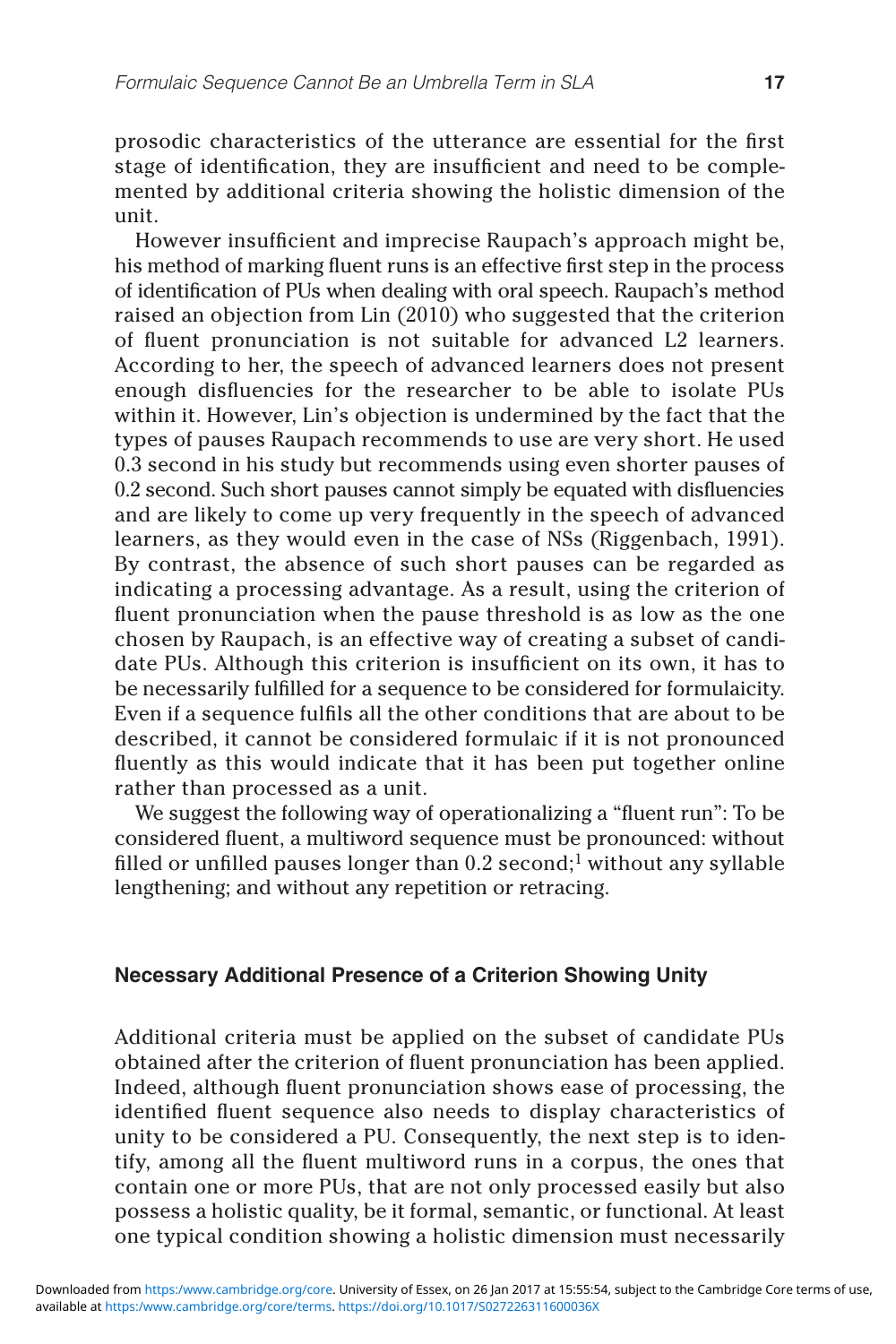prosodic characteristics of the utterance are essential for the first stage of identification, they are insufficient and need to be complemented by additional criteria showing the holistic dimension of the unit.

However insufficient and imprecise Raupach's approach might be, his method of marking fluent runs is an effective first step in the process of identification of PUs when dealing with oral speech. Raupach's method raised an objection from Lin (2010) who suggested that the criterion of fluent pronunciation is not suitable for advanced L2 learners. According to her, the speech of advanced learners does not present enough disfluencies for the researcher to be able to isolate PUs within it. However, Lin's objection is undermined by the fact that the types of pauses Raupach recommends to use are very short. He used 0.3 second in his study but recommends using even shorter pauses of 0.2 second. Such short pauses cannot simply be equated with disfluencies and are likely to come up very frequently in the speech of advanced learners, as they would even in the case of NSs (Riggenbach, 1991). By contrast, the absence of such short pauses can be regarded as indicating a processing advantage. As a result, using the criterion of fluent pronunciation when the pause threshold is as low as the one chosen by Raupach, is an effective way of creating a subset of candidate PUs. Although this criterion is insufficient on its own, it has to be necessarily fulfilled for a sequence to be considered for formulaicity. Even if a sequence fulfils all the other conditions that are about to be described, it cannot be considered formulaic if it is not pronounced fluently as this would indicate that it has been put together online rather than processed as a unit.

We suggest the following way of operationalizing a "fluent run": To be considered fluent, a multiword sequence must be pronounced: without filled or unfilled pauses longer than 0.2 second;[1] without any syllable lengthening; and without any repetition or retracing.

#### Necessary Additional Presence of a Criterion Showing Unity

Additional criteria must be applied on the subset of candidate PUs obtained after the criterion of fluent pronunciation has been applied. Indeed, although fluent pronunciation shows ease of processing, the identified fluent sequence also needs to display characteristics of unity to be considered a PU. Consequently, the next step is to identify, among all the fluent multiword runs in a corpus, the ones that contain one or more PUs, that are not only processed easily but also possess a holistic quality, be it formal, semantic, or functional. At least one typical condition showing a holistic dimension must necessarily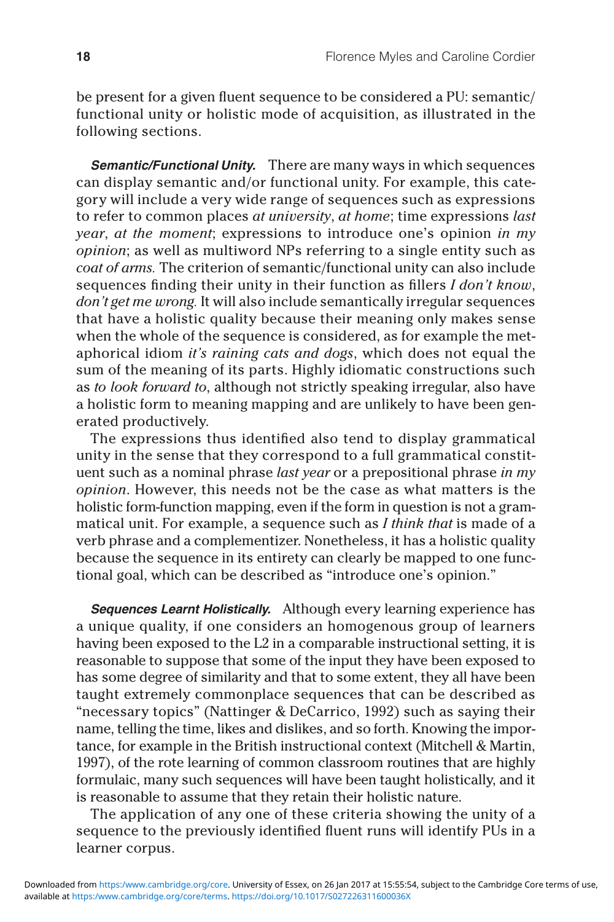be present for a given fluent sequence to be considered a PU: semantic/functional unity or holistic mode of acquisition, as illustrated in the following sections.

***Semantic/Functional Unity.*** There are many ways in which sequences can display semantic and/or functional unity. For example, this category will include a very wide range of sequences such as expressions to refer to common places *at university*, *at home*; time expressions *last year*, *at the moment*; expressions to introduce one's opinion *in my opinion*; as well as multiword NPs referring to a single entity such as *coat of arms.* The criterion of semantic/functional unity can also include sequences finding their unity in their function as fillers *I don't know*, *don't get me wrong.* It will also include semantically irregular sequences that have a holistic quality because their meaning only makes sense when the whole of the sequence is considered, as for example the metaphorical idiom *it's raining cats and dogs*, which does not equal the sum of the meaning of its parts. Highly idiomatic constructions such as *to look forward to*, although not strictly speaking irregular, also have a holistic form to meaning mapping and are unlikely to have been generated productively.

The expressions thus identified also tend to display grammatical unity in the sense that they correspond to a full grammatical constituent such as a nominal phrase *last year* or a prepositional phrase *in my opinion*. However, this needs not be the case as what matters is the holistic form-function mapping, even if the form in question is not a grammatical unit. For example, a sequence such as *I think that* is made of a verb phrase and a complementizer. Nonetheless, it has a holistic quality because the sequence in its entirety can clearly be mapped to one functional goal, which can be described as "introduce one's opinion."

***Sequences Learnt Holistically.*** Although every learning experience has a unique quality, if one considers an homogenous group of learners having been exposed to the L2 in a comparable instructional setting, it is reasonable to suppose that some of the input they have been exposed to has some degree of similarity and that to some extent, they all have been taught extremely commonplace sequences that can be described as "necessary topics" (Nattinger & DeCarrico, 1992) such as saying their name, telling the time, likes and dislikes, and so forth. Knowing the importance, for example in the British instructional context (Mitchell & Martin, 1997), of the rote learning of common classroom routines that are highly formulaic, many such sequences will have been taught holistically, and it is reasonable to assume that they retain their holistic nature.

The application of any one of these criteria showing the unity of a sequence to the previously identified fluent runs will identify PUs in a learner corpus.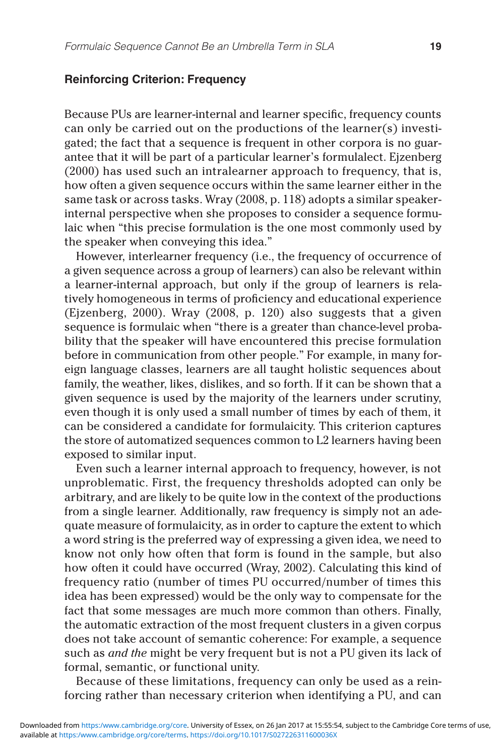### Reinforcing Criterion: Frequency

Because PUs are learner-internal and learner specific, frequency counts can only be carried out on the productions of the learner(s) investigated; the fact that a sequence is frequent in other corpora is no guarantee that it will be part of a particular learner's formulalect. Ejzenberg (2000) has used such an intralearner approach to frequency, that is, how often a given sequence occurs within the same learner either in the same task or across tasks. Wray (2008, p. 118) adopts a similar speaker-internal perspective when she proposes to consider a sequence formulaic when "this precise formulation is the one most commonly used by the speaker when conveying this idea."

However, interlearner frequency (i.e., the frequency of occurrence of a given sequence across a group of learners) can also be relevant within a learner-internal approach, but only if the group of learners is relatively homogeneous in terms of proficiency and educational experience (Ejzenberg, 2000). Wray (2008, p. 120) also suggests that a given sequence is formulaic when "there is a greater than chance-level probability that the speaker will have encountered this precise formulation before in communication from other people." For example, in many foreign language classes, learners are all taught holistic sequences about family, the weather, likes, dislikes, and so forth. If it can be shown that a given sequence is used by the majority of the learners under scrutiny, even though it is only used a small number of times by each of them, it can be considered a candidate for formulaicity. This criterion captures the store of automatized sequences common to L2 learners having been exposed to similar input.

Even such a learner internal approach to frequency, however, is not unproblematic. First, the frequency thresholds adopted can only be arbitrary, and are likely to be quite low in the context of the productions from a single learner. Additionally, raw frequency is simply not an adequate measure of formulaicity, as in order to capture the extent to which a word string is the preferred way of expressing a given idea, we need to know not only how often that form is found in the sample, but also how often it could have occurred (Wray, 2002). Calculating this kind of frequency ratio (number of times PU occurred/number of times this idea has been expressed) would be the only way to compensate for the fact that some messages are much more common than others. Finally, the automatic extraction of the most frequent clusters in a given corpus does not take account of semantic coherence: For example, a sequence such as *and the* might be very frequent but is not a PU given its lack of formal, semantic, or functional unity.

Because of these limitations, frequency can only be used as a reinforcing rather than necessary criterion when identifying a PU, and can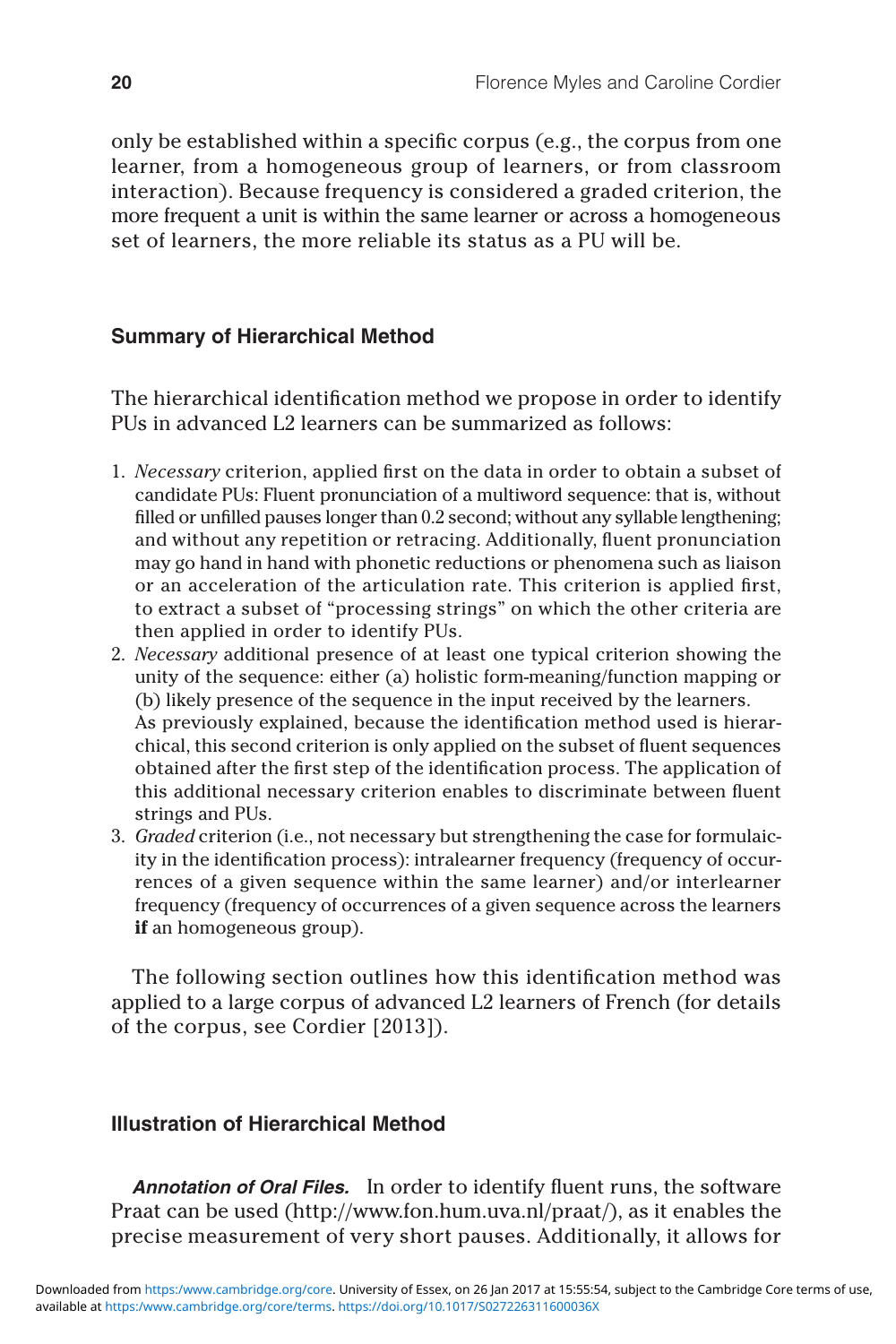only be established within a specific corpus (e.g., the corpus from one learner, from a homogeneous group of learners, or from classroom interaction). Because frequency is considered a graded criterion, the more frequent a unit is within the same learner or across a homogeneous set of learners, the more reliable its status as a PU will be.

### Summary of Hierarchical Method

The hierarchical identification method we propose in order to identify PUs in advanced L2 learners can be summarized as follows:

1. *Necessary* criterion, applied first on the data in order to obtain a subset of candidate PUs: Fluent pronunciation of a multiword sequence: that is, without filled or unfilled pauses longer than 0.2 second; without any syllable lengthening; and without any repetition or retracing. Additionally, fluent pronunciation may go hand in hand with phonetic reductions or phenomena such as liaison or an acceleration of the articulation rate. This criterion is applied first, to extract a subset of "processing strings" on which the other criteria are then applied in order to identify PUs.
2. *Necessary* additional presence of at least one typical criterion showing the unity of the sequence: either (a) holistic form-meaning/function mapping or (b) likely presence of the sequence in the input received by the learners. As previously explained, because the identification method used is hierarchical, this second criterion is only applied on the subset of fluent sequences obtained after the first step of the identification process. The application of this additional necessary criterion enables to discriminate between fluent strings and PUs.
3. *Graded* criterion (i.e., not necessary but strengthening the case for formulaicity in the identification process): intralearner frequency (frequency of occurrences of a given sequence within the same learner) and/or interlearner frequency (frequency of occurrences of a given sequence across the learners **if** an homogeneous group).

The following section outlines how this identification method was applied to a large corpus of advanced L2 learners of French (for details of the corpus, see Cordier [2013]).

### Illustration of Hierarchical Method

***Annotation of Oral Files.*** In order to identify fluent runs, the software Praat can be used (http://www.fon.hum.uva.nl/praat/), as it enables the precise measurement of very short pauses. Additionally, it allows for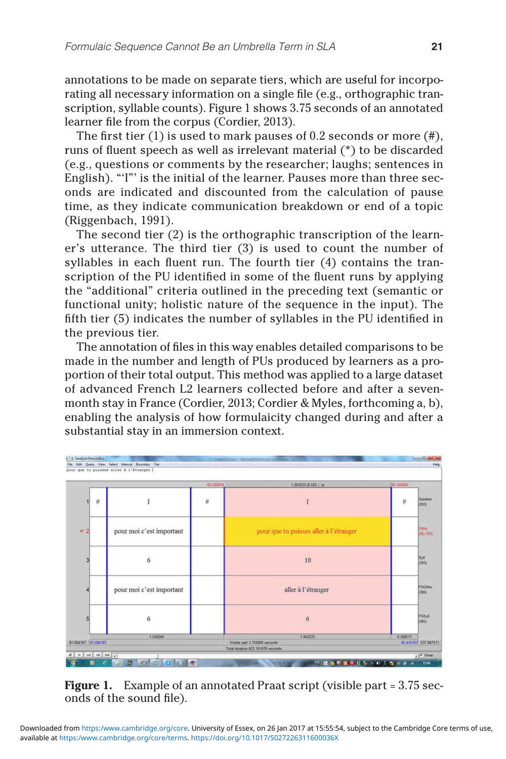annotations to be made on separate tiers, which are useful for incorporating all necessary information on a single file (e.g., orthographic transcription, syllable counts). Figure 1 shows 3.75 seconds of an annotated learner file from the corpus (Cordier, 2013).

The first tier (1) is used to mark pauses of 0.2 seconds or more (#), runs of fluent speech as well as irrelevant material (*) to be discarded (e.g., questions or comments by the researcher; laughs; sentences in English). "'I"' is the initial of the learner. Pauses more than three seconds are indicated and discounted from the calculation of pause time, as they indicate communication breakdown or end of a topic (Riggenbach, 1991).

The second tier (2) is the orthographic transcription of the learner's utterance. The third tier (3) is used to count the number of syllables in each fluent run. The fourth tier (4) contains the transcription of the PU identified in some of the fluent runs by applying the "additional" criteria outlined in the preceding text (semantic or functional unity; holistic nature of the sequence in the input). The fifth tier (5) indicates the number of syllables in the PU identified in the previous tier.

The annotation of files in this way enables detailed comparisons to be made in the number and length of PUs produced by learners as a proportion of their total output. This method was applied to a large dataset of advanced French L2 learners collected before and after a seven-month stay in France (Cordier, 2013; Cordier & Myles, forthcoming a, b), enabling the analysis of how formulaicity changed during and after a substantial stay in an immersion context.

| Tier | | | | | | Label |
|---|---|---|---|---|---|---|
| 1 | # | I | # | I | # | Speaker (393) |
| 2 | | pour moi c'est important | | pour que tu puisses aller à l'étranger | | Ortho (36/393) |
| 3 | | 6 | | 10 | | Syll (393) |
| 4 | | pour moi c'est important | | aller à l'étranger | | FSOrtho (385) |
| 5 | | 6 | | 6 | | FSSyll (385) |

**Figure 1.** Example of an annotated Praat script (visible part = 3.75 seconds of the sound file).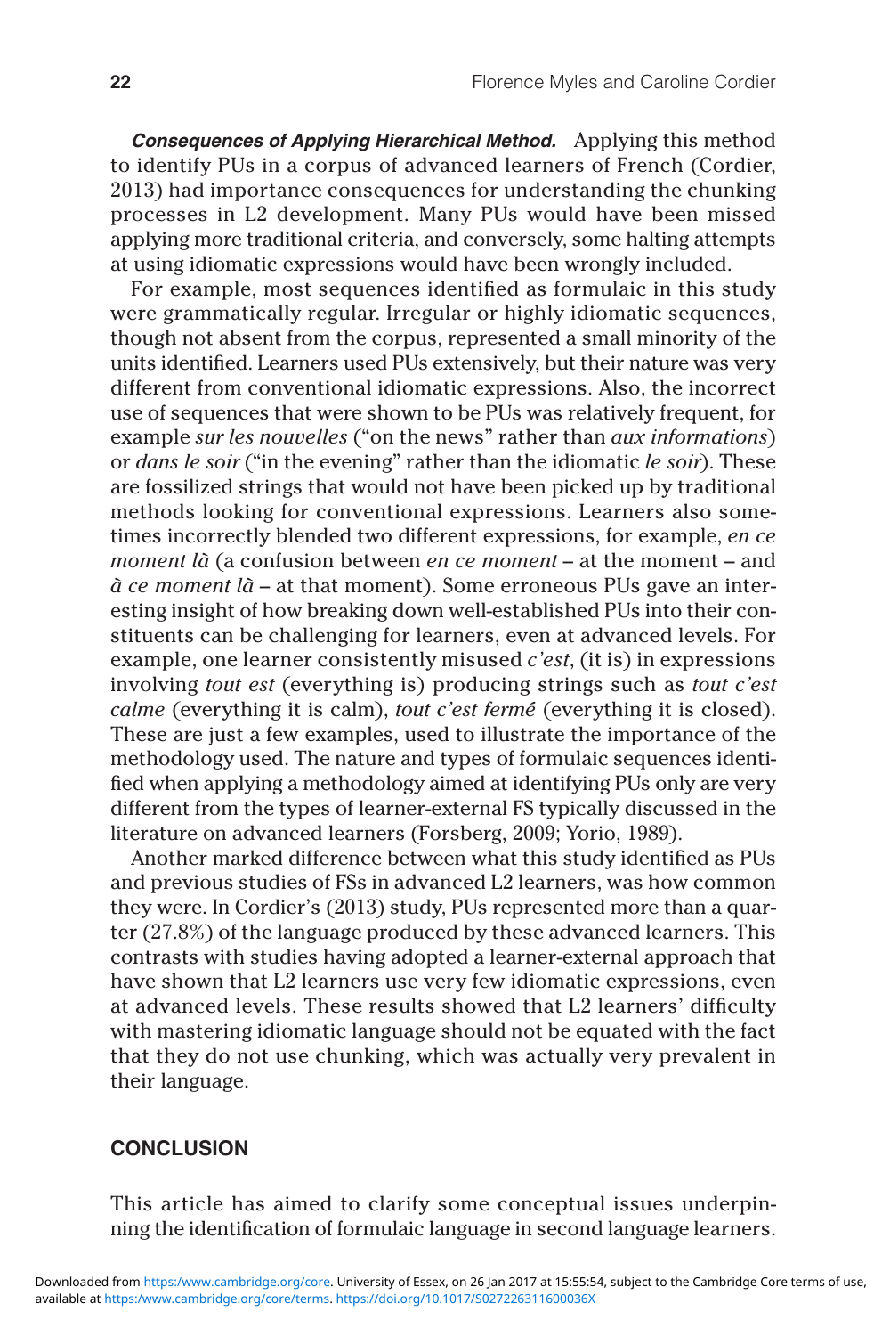***Consequences of Applying Hierarchical Method.*** Applying this method to identify PUs in a corpus of advanced learners of French (Cordier, 2013) had importance consequences for understanding the chunking processes in L2 development. Many PUs would have been missed applying more traditional criteria, and conversely, some halting attempts at using idiomatic expressions would have been wrongly included.

For example, most sequences identified as formulaic in this study were grammatically regular. Irregular or highly idiomatic sequences, though not absent from the corpus, represented a small minority of the units identified. Learners used PUs extensively, but their nature was very different from conventional idiomatic expressions. Also, the incorrect use of sequences that were shown to be PUs was relatively frequent, for example *sur les nouvelles* ("on the news" rather than *aux informations*) or *dans le soir* ("in the evening" rather than the idiomatic *le soir*). These are fossilized strings that would not have been picked up by traditional methods looking for conventional expressions. Learners also sometimes incorrectly blended two different expressions, for example, *en ce moment lã* (a confusion between *en ce moment* – at the moment – and *ã ce moment lã* – at that moment). Some erroneous PUs gave an interesting insight of how breaking down well-established PUs into their constituents can be challenging for learners, even at advanced levels. For example, one learner consistently misused *c'est*, (it is) in expressions involving *tout est* (everything is) producing strings such as *tout c'est calme* (everything it is calm), *tout c'est fermé* (everything it is closed). These are just a few examples, used to illustrate the importance of the methodology used. The nature and types of formulaic sequences identified when applying a methodology aimed at identifying PUs only are very different from the types of learner-external FS typically discussed in the literature on advanced learners (Forsberg, 2009; Yorio, 1989).

Another marked difference between what this study identified as PUs and previous studies of FSs in advanced L2 learners, was how common they were. In Cordier's (2013) study, PUs represented more than a quarter (27.8%) of the language produced by these advanced learners. This contrasts with studies having adopted a learner-external approach that have shown that L2 learners use very few idiomatic expressions, even at advanced levels. These results showed that L2 learners' difficulty with mastering idiomatic language should not be equated with the fact that they do not use chunking, which was actually very prevalent in their language.

## CONCLUSION

This article has aimed to clarify some conceptual issues underpinning the identification of formulaic language in second language learners.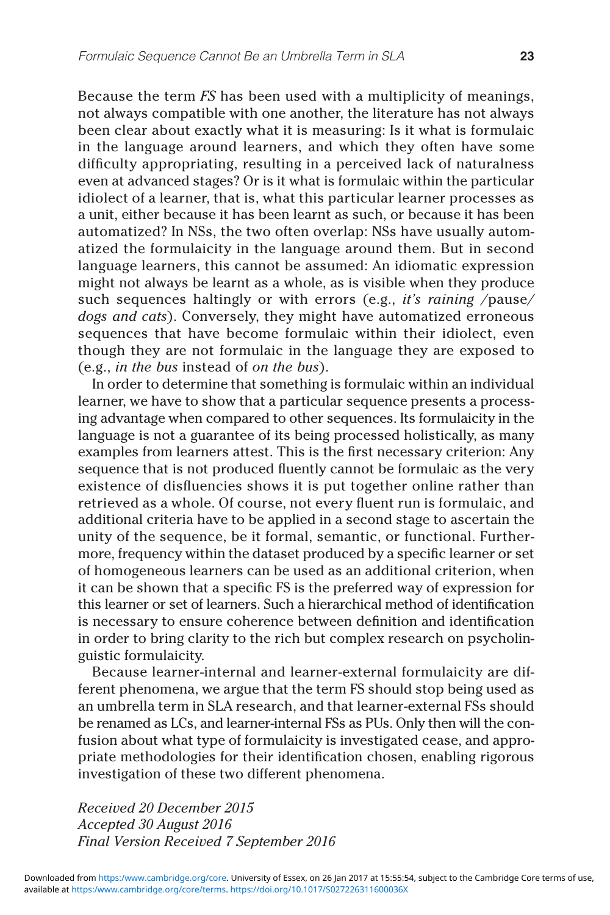Because the term *FS* has been used with a multiplicity of meanings, not always compatible with one another, the literature has not always been clear about exactly what it is measuring: Is it what is formulaic in the language around learners, and which they often have some difficulty appropriating, resulting in a perceived lack of naturalness even at advanced stages? Or is it what is formulaic within the particular idiolect of a learner, that is, what this particular learner processes as a unit, either because it has been learnt as such, or because it has been automatized? In NSs, the two often overlap: NSs have usually automatized the formulaicity in the language around them. But in second language learners, this cannot be assumed: An idiomatic expression might not always be learnt as a whole, as is visible when they produce such sequences haltingly or with errors (e.g., *it's raining* /pause/ *dogs and cats*). Conversely, they might have automatized erroneous sequences that have become formulaic within their idiolect, even though they are not formulaic in the language they are exposed to (e.g., *in the bus* instead of *on the bus*).

In order to determine that something is formulaic within an individual learner, we have to show that a particular sequence presents a processing advantage when compared to other sequences. Its formulaicity in the language is not a guarantee of its being processed holistically, as many examples from learners attest. This is the first necessary criterion: Any sequence that is not produced fluently cannot be formulaic as the very existence of disfluencies shows it is put together online rather than retrieved as a whole. Of course, not every fluent run is formulaic, and additional criteria have to be applied in a second stage to ascertain the unity of the sequence, be it formal, semantic, or functional. Furthermore, frequency within the dataset produced by a specific learner or set of homogeneous learners can be used as an additional criterion, when it can be shown that a specific FS is the preferred way of expression for this learner or set of learners. Such a hierarchical method of identification is necessary to ensure coherence between definition and identification in order to bring clarity to the rich but complex research on psycholinguistic formulaicity.

Because learner-internal and learner-external formulaicity are different phenomena, we argue that the term FS should stop being used as an umbrella term in SLA research, and that learner-external FSs should be renamed as LCs, and learner-internal FSs as PUs. Only then will the confusion about what type of formulaicity is investigated cease, and appropriate methodologies for their identification chosen, enabling rigorous investigation of these two different phenomena.

*Received 20 December 2015*
*Accepted 30 August 2016*
*Final Version Received 7 September 2016*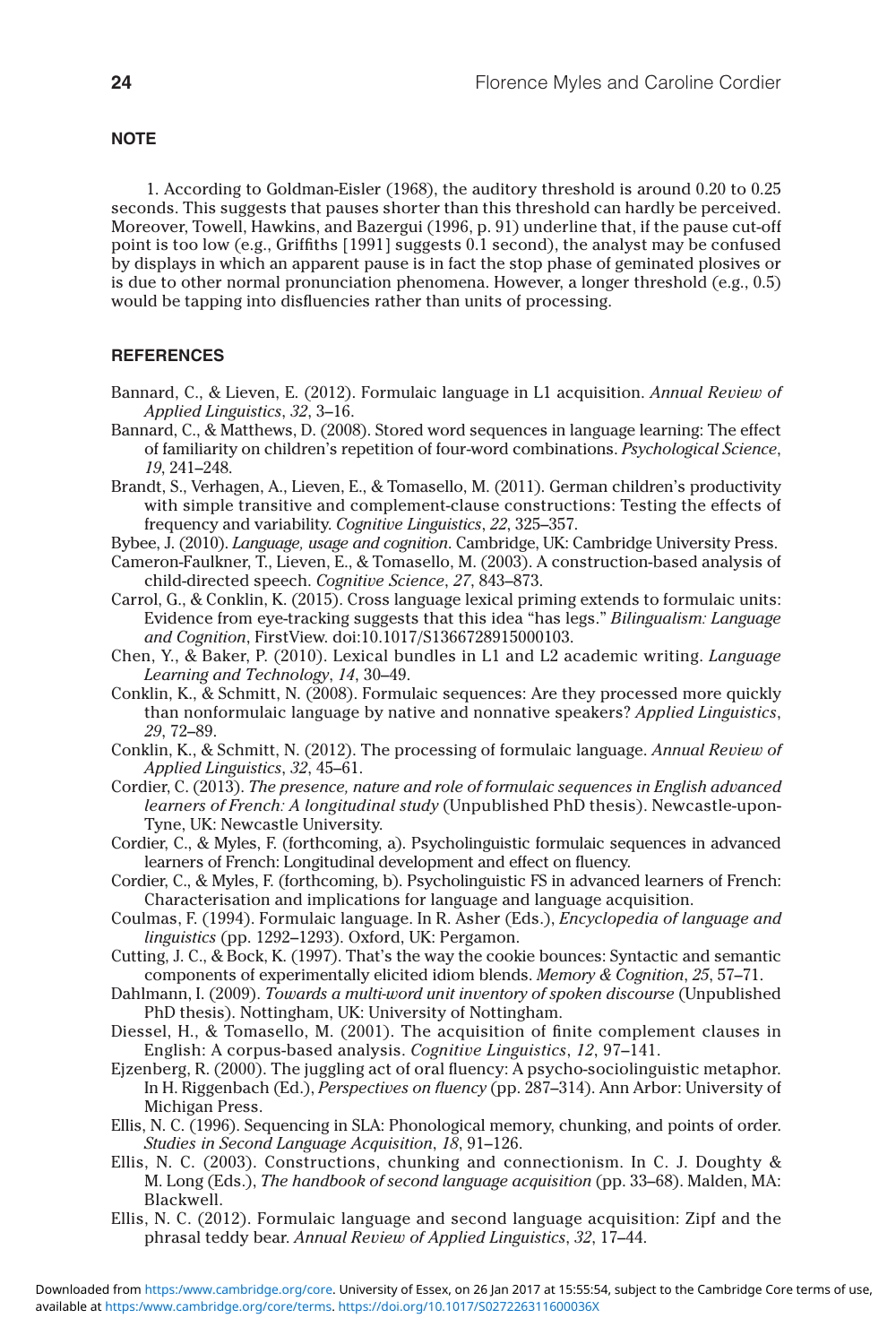## NOTE

1. According to Goldman-Eisler (1968), the auditory threshold is around 0.20 to 0.25 seconds. This suggests that pauses shorter than this threshold can hardly be perceived. Moreover, Towell, Hawkins, and Bazergui (1996, p. 91) underline that, if the pause cut-off point is too low (e.g., Griffiths [1991] suggests 0.1 second), the analyst may be confused by displays in which an apparent pause is in fact the stop phase of geminated plosives or is due to other normal pronunciation phenomena. However, a longer threshold (e.g., 0.5) would be tapping into disfluencies rather than units of processing.

## REFERENCES

Bannard, C., & Lieven, E. (2012). Formulaic language in L1 acquisition. *Annual Review of Applied Linguistics*, *32*, 3–16.

Bannard, C., & Matthews, D. (2008). Stored word sequences in language learning: The effect of familiarity on children's repetition of four-word combinations. *Psychological Science*, *19*, 241–248.

Brandt, S., Verhagen, A., Lieven, E., & Tomasello, M. (2011). German children's productivity with simple transitive and complement-clause constructions: Testing the effects of frequency and variability. *Cognitive Linguistics*, *22*, 325–357.

Bybee, J. (2010). *Language, usage and cognition*. Cambridge, UK: Cambridge University Press.

Cameron-Faulkner, T., Lieven, E., & Tomasello, M. (2003). A construction-based analysis of child-directed speech. *Cognitive Science*, *27*, 843–873.

Carrol, G., & Conklin, K. (2015). Cross language lexical priming extends to formulaic units: Evidence from eye-tracking suggests that this idea "has legs." *Bilingualism: Language and Cognition*, FirstView. doi:10.1017/S1366728915000103.

Chen, Y., & Baker, P. (2010). Lexical bundles in L1 and L2 academic writing. *Language Learning and Technology*, *14*, 30–49.

Conklin, K., & Schmitt, N. (2008). Formulaic sequences: Are they processed more quickly than nonformulaic language by native and nonnative speakers? *Applied Linguistics*, *29*, 72–89.

Conklin, K., & Schmitt, N. (2012). The processing of formulaic language. *Annual Review of Applied Linguistics*, *32*, 45–61.

Cordier, C. (2013). *The presence, nature and role of formulaic sequences in English advanced learners of French: A longitudinal study* (Unpublished PhD thesis). Newcastle-upon-Tyne, UK: Newcastle University.

Cordier, C., & Myles, F. (forthcoming, a). Psycholinguistic formulaic sequences in advanced learners of French: Longitudinal development and effect on fluency.

Cordier, C., & Myles, F. (forthcoming, b). Psycholinguistic FS in advanced learners of French: Characterisation and implications for language and language acquisition.

Coulmas, F. (1994). Formulaic language. In R. Asher (Eds.), *Encyclopedia of language and linguistics* (pp. 1292–1293). Oxford, UK: Pergamon.

Cutting, J. C., & Bock, K. (1997). That's the way the cookie bounces: Syntactic and semantic components of experimentally elicited idiom blends. *Memory & Cognition*, *25*, 57–71.

Dahlmann, I. (2009). *Towards a multi-word unit inventory of spoken discourse* (Unpublished PhD thesis). Nottingham, UK: University of Nottingham.

Diessel, H., & Tomasello, M. (2001). The acquisition of finite complement clauses in English: A corpus-based analysis. *Cognitive Linguistics*, *12*, 97–141.

Ejzenberg, R. (2000). The juggling act of oral fluency: A psycho-sociolinguistic metaphor. In H. Riggenbach (Ed.), *Perspectives on fluency* (pp. 287–314). Ann Arbor: University of Michigan Press.

Ellis, N. C. (1996). Sequencing in SLA: Phonological memory, chunking, and points of order. *Studies in Second Language Acquisition*, *18*, 91–126.

Ellis, N. C. (2003). Constructions, chunking and connectionism. In C. J. Doughty & M. Long (Eds.), *The handbook of second language acquisition* (pp. 33–68). Malden, MA: Blackwell.

Ellis, N. C. (2012). Formulaic language and second language acquisition: Zipf and the phrasal teddy bear. *Annual Review of Applied Linguistics*, *32*, 17–44.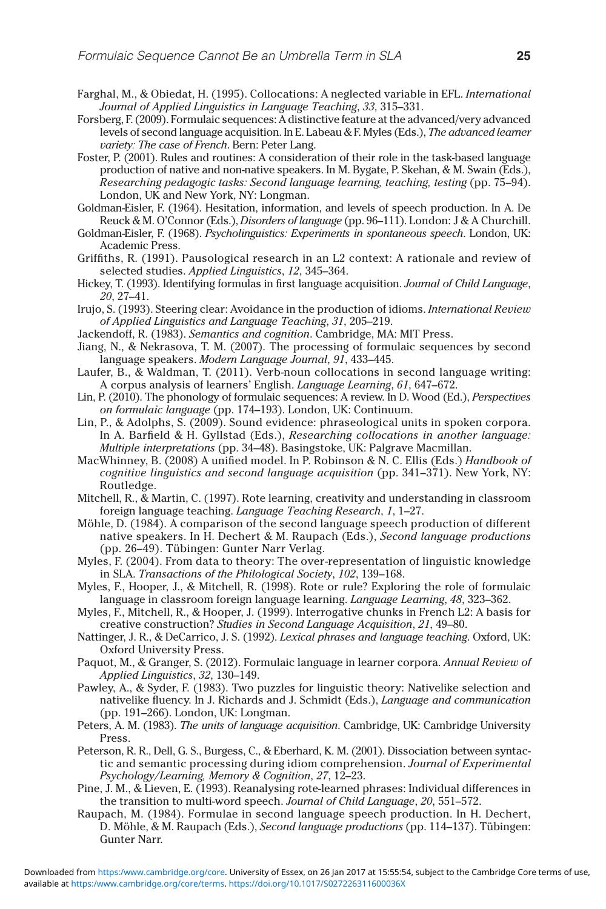Farghal, M., & Obiedat, H. (1995). Collocations: A neglected variable in EFL. *International Journal of Applied Linguistics in Language Teaching*, *33*, 315–331.

Forsberg, F. (2009). Formulaic sequences: A distinctive feature at the advanced/very advanced levels of second language acquisition. In E. Labeau & F. Myles (Eds.), *The advanced learner variety: The case of French*. Bern: Peter Lang.

Foster, P. (2001). Rules and routines: A consideration of their role in the task-based language production of native and non-native speakers. In M. Bygate, P. Skehan, & M. Swain (Eds.), *Researching pedagogic tasks: Second language learning, teaching, testing* (pp. 75–94). London, UK and New York, NY: Longman.

Goldman-Eisler, F. (1964). Hesitation, information, and levels of speech production. In A. De Reuck & M. O'Connor (Eds.), *Disorders of language* (pp. 96–111). London: J & A Churchill.

Goldman-Eisler, F. (1968). *Psycholinguistics: Experiments in spontaneous speech*. London, UK: Academic Press.

Griffiths, R. (1991). Pausological research in an L2 context: A rationale and review of selected studies. *Applied Linguistics*, *12*, 345–364.

Hickey, T. (1993). Identifying formulas in first language acquisition. *Journal of Child Language*, *20*, 27–41.

Irujo, S. (1993). Steering clear: Avoidance in the production of idioms. *International Review of Applied Linguistics and Language Teaching*, *31*, 205–219.

Jackendoff, R. (1983). *Semantics and cognition*. Cambridge, MA: MIT Press.

Jiang, N., & Nekrasova, T. M. (2007). The processing of formulaic sequences by second language speakers. *Modern Language Journal*, *91*, 433–445.

Laufer, B., & Waldman, T. (2011). Verb-noun collocations in second language writing: A corpus analysis of learners' English. *Language Learning*, *61*, 647–672.

Lin, P. (2010). The phonology of formulaic sequences: A review. In D. Wood (Ed.), *Perspectives on formulaic language* (pp. 174–193). London, UK: Continuum.

Lin, P., & Adolphs, S. (2009). Sound evidence: phraseological units in spoken corpora. In A. Barfield & H. Gyllstad (Eds.), *Researching collocations in another language: Multiple interpretations* (pp. 34–48). Basingstoke, UK: Palgrave Macmillan.

MacWhinney, B. (2008) A unified model. In P. Robinson & N. C. Ellis (Eds.) *Handbook of cognitive linguistics and second language acquisition* (pp. 341–371). New York, NY: Routledge.

Mitchell, R., & Martin, C. (1997). Rote learning, creativity and understanding in classroom foreign language teaching. *Language Teaching Research*, *1*, 1–27.

Möhle, D. (1984). A comparison of the second language speech production of different native speakers. In H. Dechert & M. Raupach (Eds.), *Second language productions* (pp. 26–49). Tübingen: Gunter Narr Verlag.

Myles, F. (2004). From data to theory: The over-representation of linguistic knowledge in SLA. *Transactions of the Philological Society*, *102*, 139–168.

Myles, F., Hooper, J., & Mitchell, R. (1998). Rote or rule? Exploring the role of formulaic language in classroom foreign language learning. *Language Learning*, *48*, 323–362.

Myles, F., Mitchell, R., & Hooper, J. (1999). Interrogative chunks in French L2: A basis for creative construction? *Studies in Second Language Acquisition*, *21*, 49–80.

Nattinger, J. R., & DeCarrico, J. S. (1992). *Lexical phrases and language teaching*. Oxford, UK: Oxford University Press.

Paquot, M., & Granger, S. (2012). Formulaic language in learner corpora. *Annual Review of Applied Linguistics*, *32*, 130–149.

Pawley, A., & Syder, F. (1983). Two puzzles for linguistic theory: Nativelike selection and nativelike fluency. In J. Richards and J. Schmidt (Eds.), *Language and communication* (pp. 191–266). London, UK: Longman.

Peters, A. M. (1983). *The units of language acquisition*. Cambridge, UK: Cambridge University Press.

Peterson, R. R., Dell, G. S., Burgess, C., & Eberhard, K. M. (2001). Dissociation between syntactic and semantic processing during idiom comprehension. *Journal of Experimental Psychology/Learning, Memory & Cognition*, *27*, 12–23.

Pine, J. M., & Lieven, E. (1993). Reanalysing rote-learned phrases: Individual differences in the transition to multi-word speech. *Journal of Child Language*, *20*, 551–572.

Raupach, M. (1984). Formulae in second language speech production. In H. Dechert, D. Möhle, & M. Raupach (Eds.), *Second language productions* (pp. 114–137). Tübingen: Gunter Narr.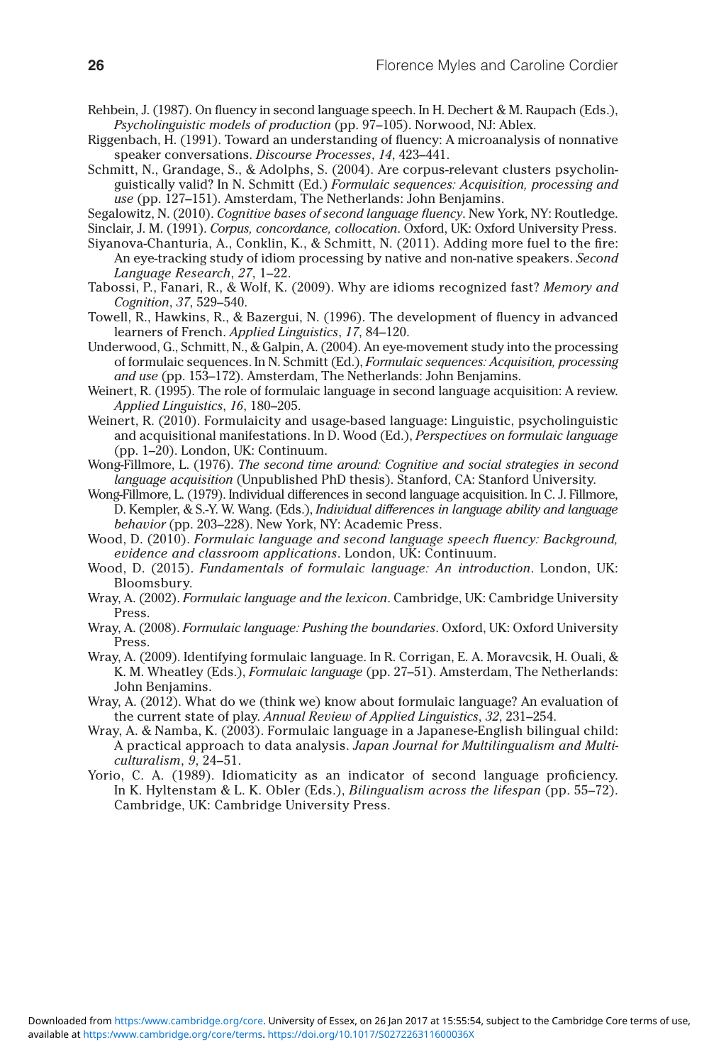Rehbein, J. (1987). On fluency in second language speech. In H. Dechert & M. Raupach (Eds.), *Psycholinguistic models of production* (pp. 97–105). Norwood, NJ: Ablex.

Riggenbach, H. (1991). Toward an understanding of fluency: A microanalysis of nonnative speaker conversations. *Discourse Processes*, *14*, 423–441.

Schmitt, N., Grandage, S., & Adolphs, S. (2004). Are corpus-relevant clusters psycholinguistically valid? In N. Schmitt (Ed.) *Formulaic sequences: Acquisition, processing and use* (pp. 127–151). Amsterdam, The Netherlands: John Benjamins.

Segalowitz, N. (2010). *Cognitive bases of second language fluency*. New York, NY: Routledge.

Sinclair, J. M. (1991). *Corpus, concordance, collocation.* Oxford, UK: Oxford University Press.

Siyanova-Chanturia, A., Conklin, K., & Schmitt, N. (2011). Adding more fuel to the fire: An eye-tracking study of idiom processing by native and non-native speakers. *Second Language Research*, *27*, 1–22.

Tabossi, P., Fanari, R., & Wolf, K. (2009). Why are idioms recognized fast? *Memory and Cognition*, *37*, 529–540.

Towell, R., Hawkins, R., & Bazergui, N. (1996). The development of fluency in advanced learners of French. *Applied Linguistics*, *17*, 84–120.

Underwood, G., Schmitt, N., & Galpin, A. (2004). An eye-movement study into the processing of formulaic sequences. In N. Schmitt (Ed.), *Formulaic sequences: Acquisition, processing and use* (pp. 153–172). Amsterdam, The Netherlands: John Benjamins.

Weinert, R. (1995). The role of formulaic language in second language acquisition: A review. *Applied Linguistics*, *16*, 180–205.

Weinert, R. (2010). Formulaicity and usage-based language: Linguistic, psycholinguistic and acquisitional manifestations. In D. Wood (Ed.), *Perspectives on formulaic language* (pp. 1–20). London, UK: Continuum.

Wong-Fillmore, L. (1976). *The second time around: Cognitive and social strategies in second language acquisition* (Unpublished PhD thesis). Stanford, CA: Stanford University.

Wong-Fillmore, L. (1979). Individual differences in second language acquisition. In C. J. Fillmore, D. Kempler, & S.-Y. W. Wang. (Eds.), *Individual differences in language ability and language behavior* (pp. 203–228). New York, NY: Academic Press.

Wood, D. (2010). *Formulaic language and second language speech fluency: Background, evidence and classroom applications*. London, UK: Continuum.

Wood, D. (2015). *Fundamentals of formulaic language: An introduction*. London, UK: Bloomsbury.

Wray, A. (2002). *Formulaic language and the lexicon*. Cambridge, UK: Cambridge University Press.

Wray, A. (2008). *Formulaic language: Pushing the boundaries*. Oxford, UK: Oxford University Press.

Wray, A. (2009). Identifying formulaic language. In R. Corrigan, E. A. Moravcsik, H. Ouali, & K. M. Wheatley (Eds.), *Formulaic language* (pp. 27–51). Amsterdam, The Netherlands: John Benjamins.

Wray, A. (2012). What do we (think we) know about formulaic language? An evaluation of the current state of play. *Annual Review of Applied Linguistics*, *32*, 231–254.

Wray, A. & Namba, K. (2003). Formulaic language in a Japanese-English bilingual child: A practical approach to data analysis. *Japan Journal for Multilingualism and Multiculturalism*, *9*, 24–51.

Yorio, C. A. (1989). Idiomaticity as an indicator of second language proficiency. In K. Hyltenstam & L. K. Obler (Eds.), *Bilingualism across the lifespan* (pp. 55–72). Cambridge, UK: Cambridge University Press.